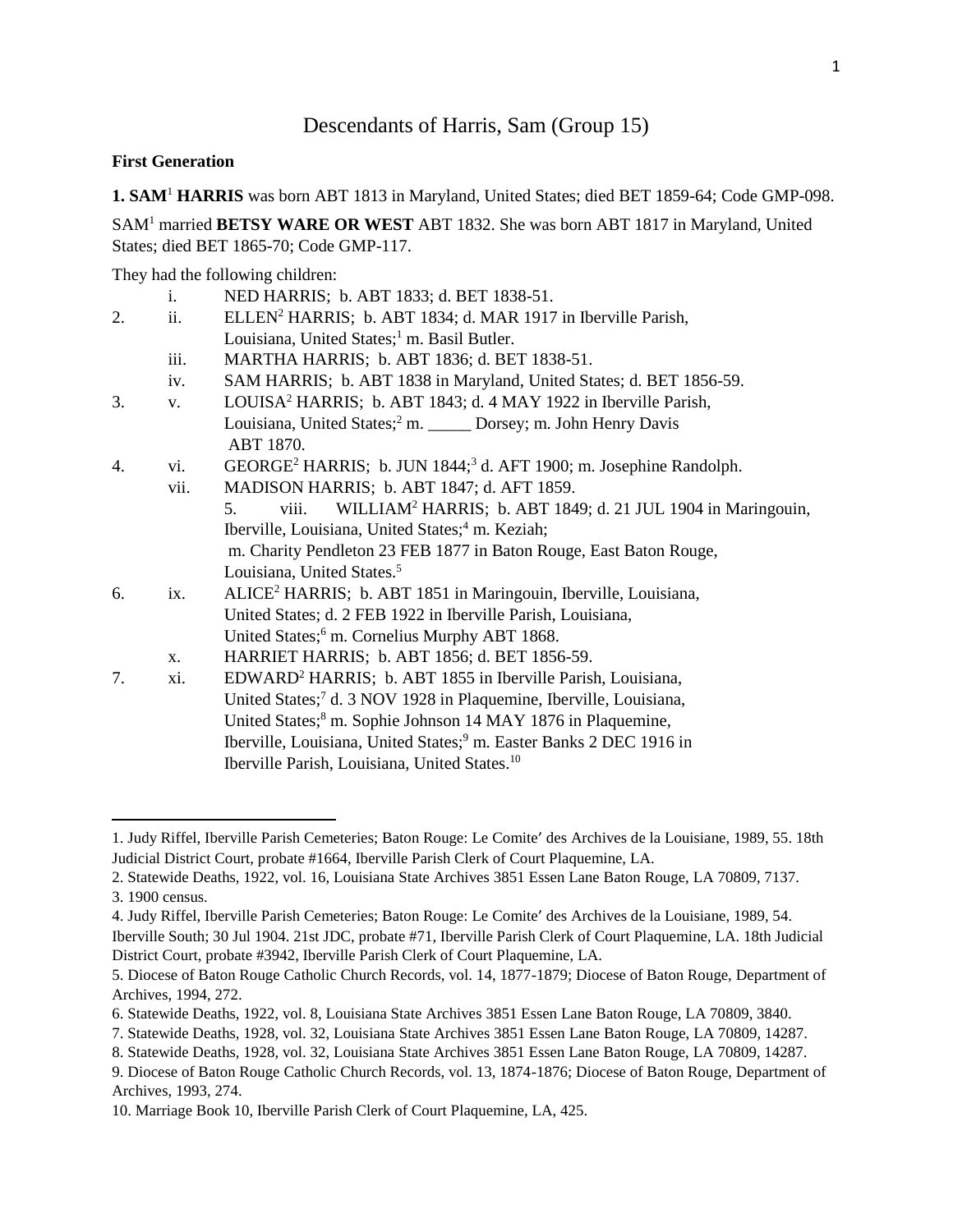# Descendants of Harris, Sam (Group 15)

**First Generation**

**1. SAM[1] HARRIS** was born ABT 1813 in Maryland, United States; died BET 1859-64; Code GMP-098.

SAM[1] married **BETSY WARE OR WEST** ABT 1832. She was born ABT 1817 in Maryland, United States; died BET 1865-70; Code GMP-117.

They had the following children:

|  |  |  |
|---|---|---|
|  | i. | NED HARRIS; b. ABT 1833; d. BET 1838-51. |
| 2. | ii. | ELLEN[2] HARRIS; b. ABT 1834; d. MAR 1917 in Iberville Parish, Louisiana, United States;[1] m. Basil Butler. |
|  | iii. | MARTHA HARRIS; b. ABT 1836; d. BET 1838-51. |
|  | iv. | SAM HARRIS; b. ABT 1838 in Maryland, United States; d. BET 1856-59. |
| 3. | v. | LOUISA[2] HARRIS; b. ABT 1843; d. 4 MAY 1922 in Iberville Parish, Louisiana, United States;[2] m. _____ Dorsey; m. John Henry Davis ABT 1870. |
| 4. | vi. | GEORGE[2] HARRIS; b. JUN 1844;[3] d. AFT 1900; m. Josephine Randolph. |
|  | vii. | MADISON HARRIS; b. ABT 1847; d. AFT 1859. |
| 5. | viii. | WILLIAM[2] HARRIS; b. ABT 1849; d. 21 JUL 1904 in Maringouin, Iberville, Louisiana, United States;[4] m. Keziah; m. Charity Pendleton 23 FEB 1877 in Baton Rouge, East Baton Rouge, Louisiana, United States.[5] |
| 6. | ix. | ALICE[2] HARRIS; b. ABT 1851 in Maringouin, Iberville, Louisiana, United States; d. 2 FEB 1922 in Iberville Parish, Louisiana, United States;[6] m. Cornelius Murphy ABT 1868. |
|  | x. | HARRIET HARRIS; b. ABT 1856; d. BET 1856-59. |
| 7. | xi. | EDWARD[2] HARRIS; b. ABT 1855 in Iberville Parish, Louisiana, United States;[7] d. 3 NOV 1928 in Plaquemine, Iberville, Louisiana, United States;[8] m. Sophie Johnson 14 MAY 1876 in Plaquemine, Iberville, Louisiana, United States;[9] m. Easter Banks 2 DEC 1916 in Iberville Parish, Louisiana, United States.[10] |

---

1. Judy Riffel, Iberville Parish Cemeteries; Baton Rouge: Le Comite′ des Archives de la Louisiane, 1989, 55. 18th Judicial District Court, probate #1664, Iberville Parish Clerk of Court Plaquemine, LA.
2. Statewide Deaths, 1922, vol. 16, Louisiana State Archives 3851 Essen Lane Baton Rouge, LA 70809, 7137.
3. 1900 census.
4. Judy Riffel, Iberville Parish Cemeteries; Baton Rouge: Le Comite′ des Archives de la Louisiane, 1989, 54. Iberville South; 30 Jul 1904. 21st JDC, probate #71, Iberville Parish Clerk of Court Plaquemine, LA. 18th Judicial District Court, probate #3942, Iberville Parish Clerk of Court Plaquemine, LA.
5. Diocese of Baton Rouge Catholic Church Records, vol. 14, 1877-1879; Diocese of Baton Rouge, Department of Archives, 1994, 272.
6. Statewide Deaths, 1922, vol. 8, Louisiana State Archives 3851 Essen Lane Baton Rouge, LA 70809, 3840.
7. Statewide Deaths, 1928, vol. 32, Louisiana State Archives 3851 Essen Lane Baton Rouge, LA 70809, 14287.
8. Statewide Deaths, 1928, vol. 32, Louisiana State Archives 3851 Essen Lane Baton Rouge, LA 70809, 14287.
9. Diocese of Baton Rouge Catholic Church Records, vol. 13, 1874-1876; Diocese of Baton Rouge, Department of Archives, 1993, 274.
10. Marriage Book 10, Iberville Parish Clerk of Court Plaquemine, LA, 425.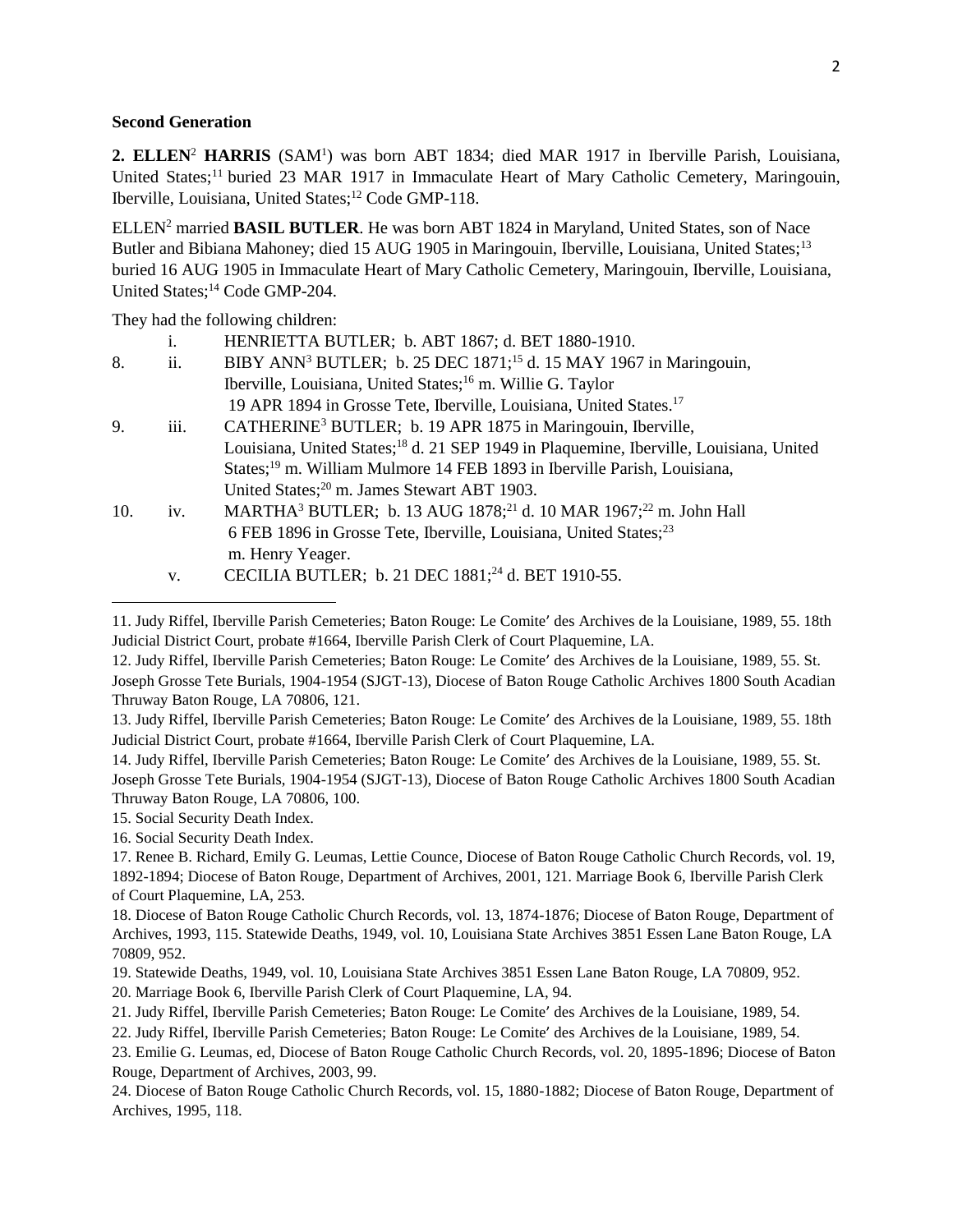**Second Generation**

**2. ELLEN[2] HARRIS** (SAM[1]) was born ABT 1834; died MAR 1917 in Iberville Parish, Louisiana, United States;[11] buried 23 MAR 1917 in Immaculate Heart of Mary Catholic Cemetery, Maringouin, Iberville, Louisiana, United States;[12] Code GMP-118.

ELLEN[2] married **BASIL BUTLER**. He was born ABT 1824 in Maryland, United States, son of Nace Butler and Bibiana Mahoney; died 15 AUG 1905 in Maringouin, Iberville, Louisiana, United States;[13] buried 16 AUG 1905 in Immaculate Heart of Mary Catholic Cemetery, Maringouin, Iberville, Louisiana, United States;[14] Code GMP-204.

They had the following children:

|  |  |  |
|---|---|---|
|  | i. | HENRIETTA BUTLER; b. ABT 1867; d. BET 1880-1910. |
| 8. | ii. | BIBY ANN[3] BUTLER; b. 25 DEC 1871;[15] d. 15 MAY 1967 in Maringouin, Iberville, Louisiana, United States;[16] m. Willie G. Taylor 19 APR 1894 in Grosse Tete, Iberville, Louisiana, United States.[17] |
| 9. | iii. | CATHERINE[3] BUTLER; b. 19 APR 1875 in Maringouin, Iberville, Louisiana, United States;[18] d. 21 SEP 1949 in Plaquemine, Iberville, Louisiana, United States;[19] m. William Mulmore 14 FEB 1893 in Iberville Parish, Louisiana, United States;[20] m. James Stewart ABT 1903. |
| 10. | iv. | MARTHA[3] BUTLER; b. 13 AUG 1878;[21] d. 10 MAR 1967;[22] m. John Hall 6 FEB 1896 in Grosse Tete, Iberville, Louisiana, United States;[23] m. Henry Yeager. |
|  | v. | CECILIA BUTLER; b. 21 DEC 1881;[24] d. BET 1910-55. |

---

11. Judy Riffel, Iberville Parish Cemeteries; Baton Rouge: Le Comite′ des Archives de la Louisiane, 1989, 55. 18th Judicial District Court, probate #1664, Iberville Parish Clerk of Court Plaquemine, LA.

12. Judy Riffel, Iberville Parish Cemeteries; Baton Rouge: Le Comite′ des Archives de la Louisiane, 1989, 55. St. Joseph Grosse Tete Burials, 1904-1954 (SJGT-13), Diocese of Baton Rouge Catholic Archives 1800 South Acadian Thruway Baton Rouge, LA 70806, 121.

13. Judy Riffel, Iberville Parish Cemeteries; Baton Rouge: Le Comite′ des Archives de la Louisiane, 1989, 55. 18th Judicial District Court, probate #1664, Iberville Parish Clerk of Court Plaquemine, LA.

14. Judy Riffel, Iberville Parish Cemeteries; Baton Rouge: Le Comite′ des Archives de la Louisiane, 1989, 55. St. Joseph Grosse Tete Burials, 1904-1954 (SJGT-13), Diocese of Baton Rouge Catholic Archives 1800 South Acadian Thruway Baton Rouge, LA 70806, 100.

15. Social Security Death Index.

16. Social Security Death Index.

17. Renee B. Richard, Emily G. Leumas, Lettie Counce, Diocese of Baton Rouge Catholic Church Records, vol. 19, 1892-1894; Diocese of Baton Rouge, Department of Archives, 2001, 121. Marriage Book 6, Iberville Parish Clerk of Court Plaquemine, LA, 253.

18. Diocese of Baton Rouge Catholic Church Records, vol. 13, 1874-1876; Diocese of Baton Rouge, Department of Archives, 1993, 115. Statewide Deaths, 1949, vol. 10, Louisiana State Archives 3851 Essen Lane Baton Rouge, LA 70809, 952.

19. Statewide Deaths, 1949, vol. 10, Louisiana State Archives 3851 Essen Lane Baton Rouge, LA 70809, 952.

20. Marriage Book 6, Iberville Parish Clerk of Court Plaquemine, LA, 94.

21. Judy Riffel, Iberville Parish Cemeteries; Baton Rouge: Le Comite′ des Archives de la Louisiane, 1989, 54.

22. Judy Riffel, Iberville Parish Cemeteries; Baton Rouge: Le Comite′ des Archives de la Louisiane, 1989, 54.

23. Emilie G. Leumas, ed, Diocese of Baton Rouge Catholic Church Records, vol. 20, 1895-1896; Diocese of Baton Rouge, Department of Archives, 2003, 99.

24. Diocese of Baton Rouge Catholic Church Records, vol. 15, 1880-1882; Diocese of Baton Rouge, Department of Archives, 1995, 118.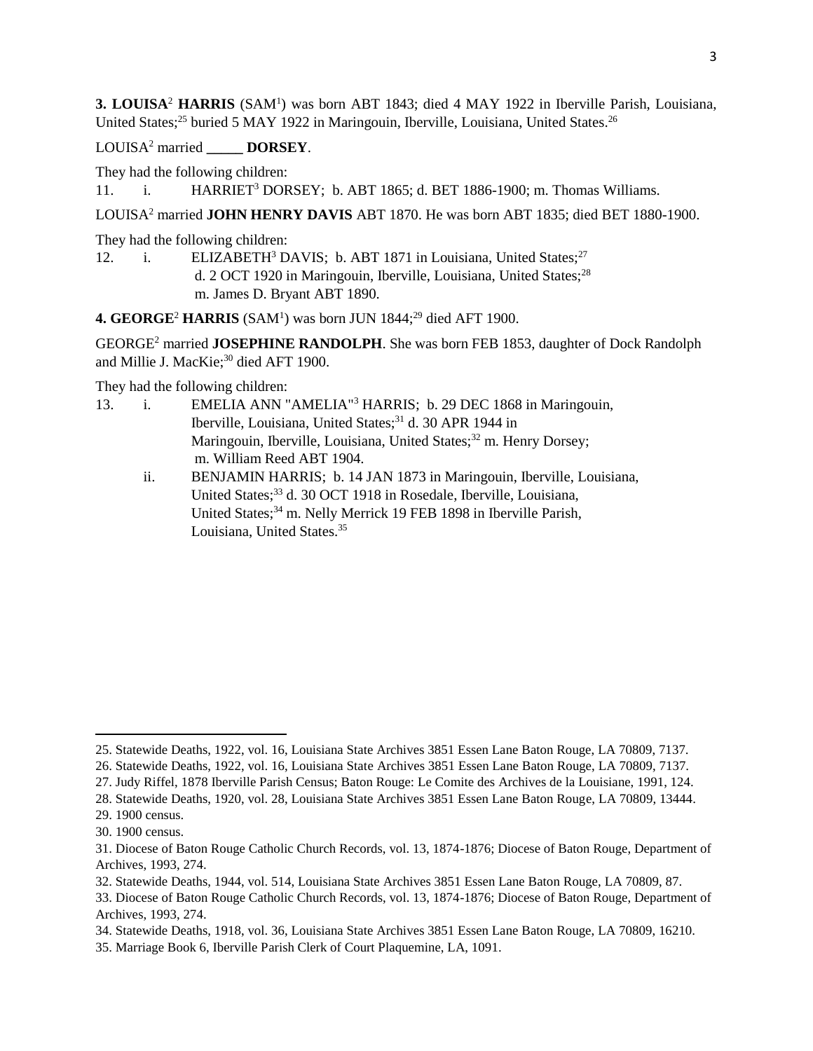**3. LOUISA**[2] **HARRIS** (SAM[1]) was born ABT 1843; died 4 MAY 1922 in Iberville Parish, Louisiana, United States;[25] buried 5 MAY 1922 in Maringouin, Iberville, Louisiana, United States.[26]

LOUISA[2] married **_____ DORSEY**.

They had the following children:

11. i. HARRIET[3] DORSEY; b. ABT 1865; d. BET 1886-1900; m. Thomas Williams.

LOUISA[2] married **JOHN HENRY DAVIS** ABT 1870. He was born ABT 1835; died BET 1880-1900.

They had the following children:

12. i. ELIZABETH[3] DAVIS; b. ABT 1871 in Louisiana, United States;[27] d. 2 OCT 1920 in Maringouin, Iberville, Louisiana, United States;[28] m. James D. Bryant ABT 1890.

**4. GEORGE**[2] **HARRIS** (SAM[1]) was born JUN 1844;[29] died AFT 1900.

GEORGE[2] married **JOSEPHINE RANDOLPH**. She was born FEB 1853, daughter of Dock Randolph and Millie J. MacKie;[30] died AFT 1900.

They had the following children:

13. i. EMELIA ANN "AMELIA"[3] HARRIS; b. 29 DEC 1868 in Maringouin, Iberville, Louisiana, United States;[31] d. 30 APR 1944 in Maringouin, Iberville, Louisiana, United States;[32] m. Henry Dorsey; m. William Reed ABT 1904.

    ii. BENJAMIN HARRIS; b. 14 JAN 1873 in Maringouin, Iberville, Louisiana, United States;[33] d. 30 OCT 1918 in Rosedale, Iberville, Louisiana, United States;[34] m. Nelly Merrick 19 FEB 1898 in Iberville Parish, Louisiana, United States.[35]

---

25. Statewide Deaths, 1922, vol. 16, Louisiana State Archives 3851 Essen Lane Baton Rouge, LA 70809, 7137.
26. Statewide Deaths, 1922, vol. 16, Louisiana State Archives 3851 Essen Lane Baton Rouge, LA 70809, 7137.
27. Judy Riffel, 1878 Iberville Parish Census; Baton Rouge: Le Comite des Archives de la Louisiane, 1991, 124.
28. Statewide Deaths, 1920, vol. 28, Louisiana State Archives 3851 Essen Lane Baton Rouge, LA 70809, 13444.
29. 1900 census.
30. 1900 census.
31. Diocese of Baton Rouge Catholic Church Records, vol. 13, 1874-1876; Diocese of Baton Rouge, Department of Archives, 1993, 274.
32. Statewide Deaths, 1944, vol. 514, Louisiana State Archives 3851 Essen Lane Baton Rouge, LA 70809, 87.
33. Diocese of Baton Rouge Catholic Church Records, vol. 13, 1874-1876; Diocese of Baton Rouge, Department of Archives, 1993, 274.
34. Statewide Deaths, 1918, vol. 36, Louisiana State Archives 3851 Essen Lane Baton Rouge, LA 70809, 16210.
35. Marriage Book 6, Iberville Parish Clerk of Court Plaquemine, LA, 1091.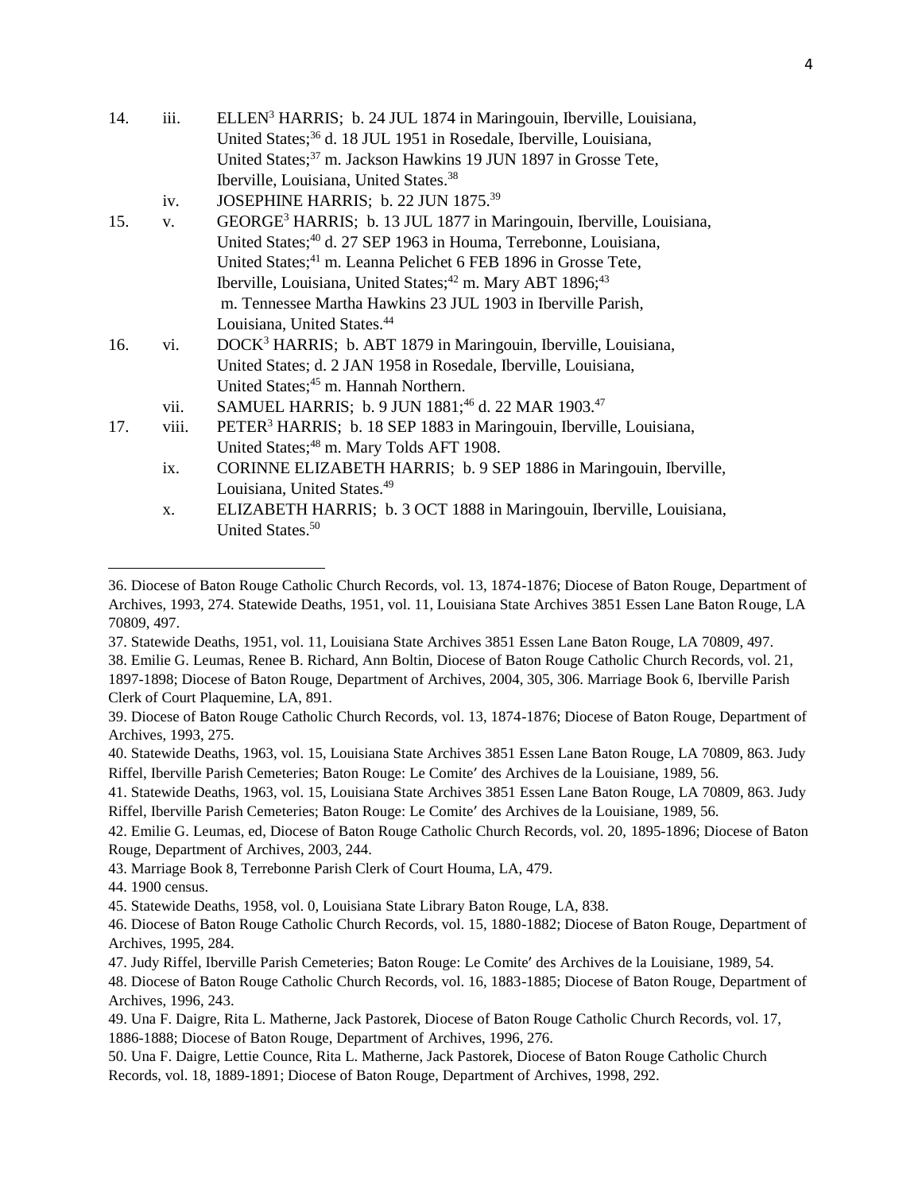14. iii. ELLEN[3] HARRIS; b. 24 JUL 1874 in Maringouin, Iberville, Louisiana, United States;[36] d. 18 JUL 1951 in Rosedale, Iberville, Louisiana, United States;[37] m. Jackson Hawkins 19 JUN 1897 in Grosse Tete, Iberville, Louisiana, United States.[38]

iv. JOSEPHINE HARRIS; b. 22 JUN 1875.[39]

15. v. GEORGE[3] HARRIS; b. 13 JUL 1877 in Maringouin, Iberville, Louisiana, United States;[40] d. 27 SEP 1963 in Houma, Terrebonne, Louisiana, United States;[41] m. Leanna Pelichet 6 FEB 1896 in Grosse Tete, Iberville, Louisiana, United States;[42] m. Mary ABT 1896;[43] m. Tennessee Martha Hawkins 23 JUL 1903 in Iberville Parish, Louisiana, United States.[44]

16. vi. DOCK[3] HARRIS; b. ABT 1879 in Maringouin, Iberville, Louisiana, United States; d. 2 JAN 1958 in Rosedale, Iberville, Louisiana, United States;[45] m. Hannah Northern.

vii. SAMUEL HARRIS; b. 9 JUN 1881;[46] d. 22 MAR 1903.[47]

17. viii. PETER[3] HARRIS; b. 18 SEP 1883 in Maringouin, Iberville, Louisiana, United States;[48] m. Mary Tolds AFT 1908.

ix. CORINNE ELIZABETH HARRIS; b. 9 SEP 1886 in Maringouin, Iberville, Louisiana, United States.[49]

x. ELIZABETH HARRIS; b. 3 OCT 1888 in Maringouin, Iberville, Louisiana, United States.[50]

---

36. Diocese of Baton Rouge Catholic Church Records, vol. 13, 1874-1876; Diocese of Baton Rouge, Department of Archives, 1993, 274. Statewide Deaths, 1951, vol. 11, Louisiana State Archives 3851 Essen Lane Baton Rouge, LA 70809, 497.

37. Statewide Deaths, 1951, vol. 11, Louisiana State Archives 3851 Essen Lane Baton Rouge, LA 70809, 497.

38. Emilie G. Leumas, Renee B. Richard, Ann Boltin, Diocese of Baton Rouge Catholic Church Records, vol. 21, 1897-1898; Diocese of Baton Rouge, Department of Archives, 2004, 305, 306. Marriage Book 6, Iberville Parish Clerk of Court Plaquemine, LA, 891.

39. Diocese of Baton Rouge Catholic Church Records, vol. 13, 1874-1876; Diocese of Baton Rouge, Department of Archives, 1993, 275.

40. Statewide Deaths, 1963, vol. 15, Louisiana State Archives 3851 Essen Lane Baton Rouge, LA 70809, 863. Judy Riffel, Iberville Parish Cemeteries; Baton Rouge: Le Comite′ des Archives de la Louisiane, 1989, 56.

41. Statewide Deaths, 1963, vol. 15, Louisiana State Archives 3851 Essen Lane Baton Rouge, LA 70809, 863. Judy Riffel, Iberville Parish Cemeteries; Baton Rouge: Le Comite′ des Archives de la Louisiane, 1989, 56.

42. Emilie G. Leumas, ed, Diocese of Baton Rouge Catholic Church Records, vol. 20, 1895-1896; Diocese of Baton Rouge, Department of Archives, 2003, 244.

43. Marriage Book 8, Terrebonne Parish Clerk of Court Houma, LA, 479.

44. 1900 census.

45. Statewide Deaths, 1958, vol. 0, Louisiana State Library Baton Rouge, LA, 838.

46. Diocese of Baton Rouge Catholic Church Records, vol. 15, 1880-1882; Diocese of Baton Rouge, Department of Archives, 1995, 284.

47. Judy Riffel, Iberville Parish Cemeteries; Baton Rouge: Le Comite′ des Archives de la Louisiane, 1989, 54.

48. Diocese of Baton Rouge Catholic Church Records, vol. 16, 1883-1885; Diocese of Baton Rouge, Department of Archives, 1996, 243.

49. Una F. Daigre, Rita L. Matherne, Jack Pastorek, Diocese of Baton Rouge Catholic Church Records, vol. 17, 1886-1888; Diocese of Baton Rouge, Department of Archives, 1996, 276.

50. Una F. Daigre, Lettie Counce, Rita L. Matherne, Jack Pastorek, Diocese of Baton Rouge Catholic Church Records, vol. 18, 1889-1891; Diocese of Baton Rouge, Department of Archives, 1998, 292.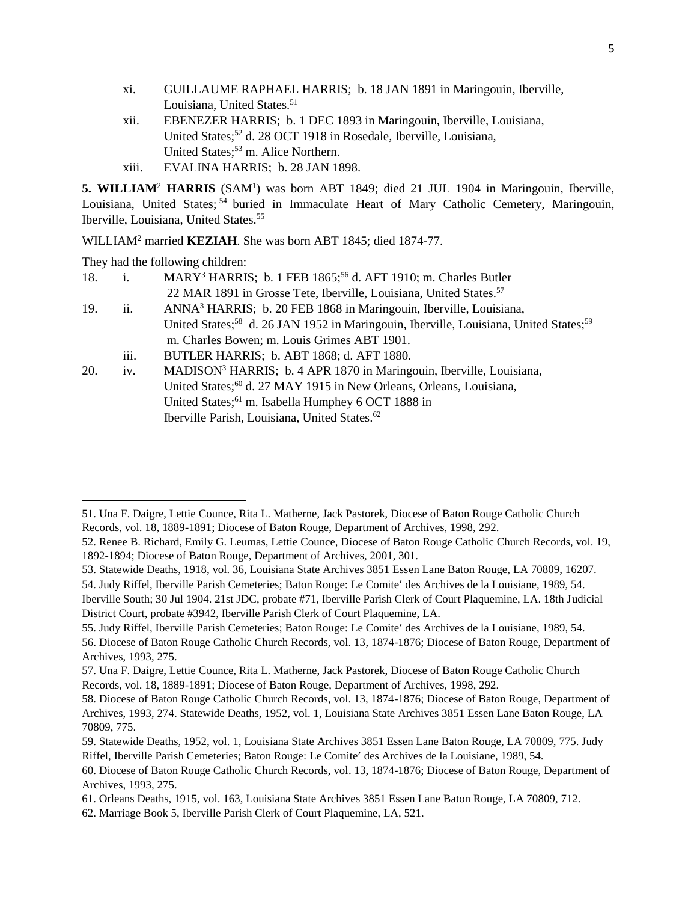- xi. GUILLAUME RAPHAEL HARRIS; b. 18 JAN 1891 in Maringouin, Iberville, Louisiana, United States.[51]
- xii. EBENEZER HARRIS; b. 1 DEC 1893 in Maringouin, Iberville, Louisiana, United States;[52] d. 28 OCT 1918 in Rosedale, Iberville, Louisiana, United States;[53] m. Alice Northern.
- xiii. EVALINA HARRIS; b. 28 JAN 1898.

**5. WILLIAM[2] HARRIS** (SAM[1]) was born ABT 1849; died 21 JUL 1904 in Maringouin, Iberville, Louisiana, United States;[54] buried in Immaculate Heart of Mary Catholic Cemetery, Maringouin, Iberville, Louisiana, United States.[55]

WILLIAM[2] married **KEZIAH**. She was born ABT 1845; died 1874-77.

They had the following children:

18. i. MARY[3] HARRIS; b. 1 FEB 1865;[56] d. AFT 1910; m. Charles Butler 22 MAR 1891 in Grosse Tete, Iberville, Louisiana, United States.[57]

19. ii. ANNA[3] HARRIS; b. 20 FEB 1868 in Maringouin, Iberville, Louisiana, United States;[58] d. 26 JAN 1952 in Maringouin, Iberville, Louisiana, United States;[59] m. Charles Bowen; m. Louis Grimes ABT 1901.

    iii. BUTLER HARRIS; b. ABT 1868; d. AFT 1880.

20. iv. MADISON[3] HARRIS; b. 4 APR 1870 in Maringouin, Iberville, Louisiana, United States;[60] d. 27 MAY 1915 in New Orleans, Orleans, Louisiana, United States;[61] m. Isabella Humphey 6 OCT 1888 in Iberville Parish, Louisiana, United States.[62]

---

51. Una F. Daigre, Lettie Counce, Rita L. Matherne, Jack Pastorek, Diocese of Baton Rouge Catholic Church Records, vol. 18, 1889-1891; Diocese of Baton Rouge, Department of Archives, 1998, 292.
52. Renee B. Richard, Emily G. Leumas, Lettie Counce, Diocese of Baton Rouge Catholic Church Records, vol. 19, 1892-1894; Diocese of Baton Rouge, Department of Archives, 2001, 301.
53. Statewide Deaths, 1918, vol. 36, Louisiana State Archives 3851 Essen Lane Baton Rouge, LA 70809, 16207.
54. Judy Riffel, Iberville Parish Cemeteries; Baton Rouge: Le Comite′ des Archives de la Louisiane, 1989, 54. Iberville South; 30 Jul 1904. 21st JDC, probate #71, Iberville Parish Clerk of Court Plaquemine, LA. 18th Judicial District Court, probate #3942, Iberville Parish Clerk of Court Plaquemine, LA.
55. Judy Riffel, Iberville Parish Cemeteries; Baton Rouge: Le Comite′ des Archives de la Louisiane, 1989, 54.
56. Diocese of Baton Rouge Catholic Church Records, vol. 13, 1874-1876; Diocese of Baton Rouge, Department of Archives, 1993, 275.
57. Una F. Daigre, Lettie Counce, Rita L. Matherne, Jack Pastorek, Diocese of Baton Rouge Catholic Church Records, vol. 18, 1889-1891; Diocese of Baton Rouge, Department of Archives, 1998, 292.
58. Diocese of Baton Rouge Catholic Church Records, vol. 13, 1874-1876; Diocese of Baton Rouge, Department of Archives, 1993, 274. Statewide Deaths, 1952, vol. 1, Louisiana State Archives 3851 Essen Lane Baton Rouge, LA 70809, 775.
59. Statewide Deaths, 1952, vol. 1, Louisiana State Archives 3851 Essen Lane Baton Rouge, LA 70809, 775. Judy Riffel, Iberville Parish Cemeteries; Baton Rouge: Le Comite′ des Archives de la Louisiane, 1989, 54.
60. Diocese of Baton Rouge Catholic Church Records, vol. 13, 1874-1876; Diocese of Baton Rouge, Department of Archives, 1993, 275.
61. Orleans Deaths, 1915, vol. 163, Louisiana State Archives 3851 Essen Lane Baton Rouge, LA 70809, 712.
62. Marriage Book 5, Iberville Parish Clerk of Court Plaquemine, LA, 521.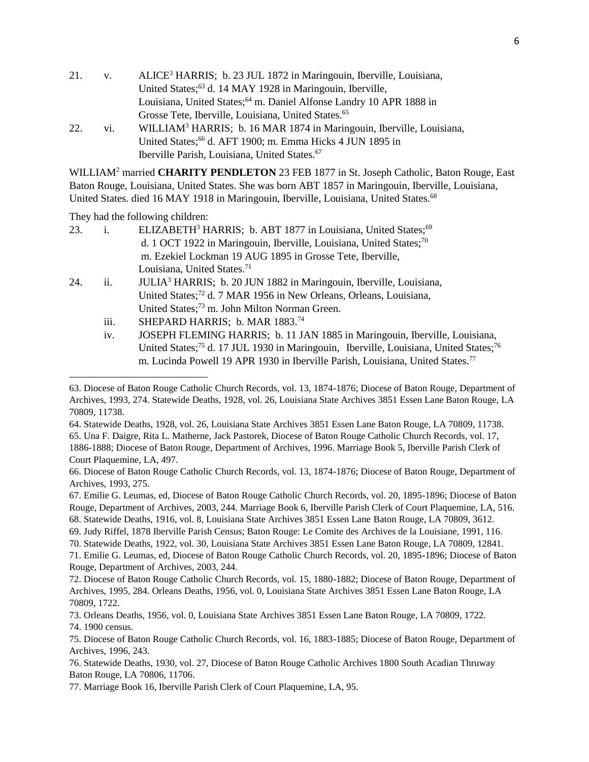21. v. ALICE[3] HARRIS; b. 23 JUL 1872 in Maringouin, Iberville, Louisiana, United States;[63] d. 14 MAY 1928 in Maringouin, Iberville, Louisiana, United States;[64] m. Daniel Alfonse Landry 10 APR 1888 in Grosse Tete, Iberville, Louisiana, United States.[65]

22. vi. WILLIAM[3] HARRIS; b. 16 MAR 1874 in Maringouin, Iberville, Louisiana, United States;[66] d. AFT 1900; m. Emma Hicks 4 JUN 1895 in Iberville Parish, Louisiana, United States.[67]

WILLIAM[2] married **CHARITY PENDLETON** 23 FEB 1877 in St. Joseph Catholic, Baton Rouge, East Baton Rouge, Louisiana, United States. She was born ABT 1857 in Maringouin, Iberville, Louisiana, United States. died 16 MAY 1918 in Maringouin, Iberville, Louisiana, United States.[68]

They had the following children:

23. i. ELIZABETH[3] HARRIS; b. ABT 1877 in Louisiana, United States;[69] d. 1 OCT 1922 in Maringouin, Iberville, Louisiana, United States;[70] m. Ezekiel Lockman 19 AUG 1895 in Grosse Tete, Iberville, Louisiana, United States.[71]

24. ii. JULIA[3] HARRIS; b. 20 JUN 1882 in Maringouin, Iberville, Louisiana, United States;[72] d. 7 MAR 1956 in New Orleans, Orleans, Louisiana, United States;[73] m. John Milton Norman Green.

iii. SHEPARD HARRIS; b. MAR 1883.[74]

iv. JOSEPH FLEMING HARRIS; b. 11 JAN 1885 in Maringouin, Iberville, Louisiana, United States;[75] d. 17 JUL 1930 in Maringouin, Iberville, Louisiana, United States;[76] m. Lucinda Powell 19 APR 1930 in Iberville Parish, Louisiana, United States.[77]

---

63. Diocese of Baton Rouge Catholic Church Records, vol. 13, 1874-1876; Diocese of Baton Rouge, Department of Archives, 1993, 274. Statewide Deaths, 1928, vol. 26, Louisiana State Archives 3851 Essen Lane Baton Rouge, LA 70809, 11738.

64. Statewide Deaths, 1928, vol. 26, Louisiana State Archives 3851 Essen Lane Baton Rouge, LA 70809, 11738.

65. Una F. Daigre, Rita L. Matherne, Jack Pastorek, Diocese of Baton Rouge Catholic Church Records, vol. 17, 1886-1888; Diocese of Baton Rouge, Department of Archives, 1996. Marriage Book 5, Iberville Parish Clerk of Court Plaquemine, LA, 497.

66. Diocese of Baton Rouge Catholic Church Records, vol. 13, 1874-1876; Diocese of Baton Rouge, Department of Archives, 1993, 275.

67. Emilie G. Leumas, ed, Diocese of Baton Rouge Catholic Church Records, vol. 20, 1895-1896; Diocese of Baton Rouge, Department of Archives, 2003, 244. Marriage Book 6, Iberville Parish Clerk of Court Plaquemine, LA, 516.

68. Statewide Deaths, 1916, vol. 8, Louisiana State Archives 3851 Essen Lane Baton Rouge, LA 70809, 3612.

69. Judy Riffel, 1878 Iberville Parish Census; Baton Rouge: Le Comite des Archives de la Louisiane, 1991, 116.

70. Statewide Deaths, 1922, vol. 30, Louisiana State Archives 3851 Essen Lane Baton Rouge, LA 70809, 12841.

71. Emilie G. Leumas, ed, Diocese of Baton Rouge Catholic Church Records, vol. 20, 1895-1896; Diocese of Baton Rouge, Department of Archives, 2003, 244.

72. Diocese of Baton Rouge Catholic Church Records, vol. 15, 1880-1882; Diocese of Baton Rouge, Department of Archives, 1995, 284. Orleans Deaths, 1956, vol. 0, Louisiana State Archives 3851 Essen Lane Baton Rouge, LA 70809, 1722.

73. Orleans Deaths, 1956, vol. 0, Louisiana State Archives 3851 Essen Lane Baton Rouge, LA 70809, 1722.

74. 1900 census.

75. Diocese of Baton Rouge Catholic Church Records, vol. 16, 1883-1885; Diocese of Baton Rouge, Department of Archives, 1996, 243.

76. Statewide Deaths, 1930, vol. 27, Diocese of Baton Rouge Catholic Archives 1800 South Acadian Thruway Baton Rouge, LA 70806, 11706.

77. Marriage Book 16, Iberville Parish Clerk of Court Plaquemine, LA, 95.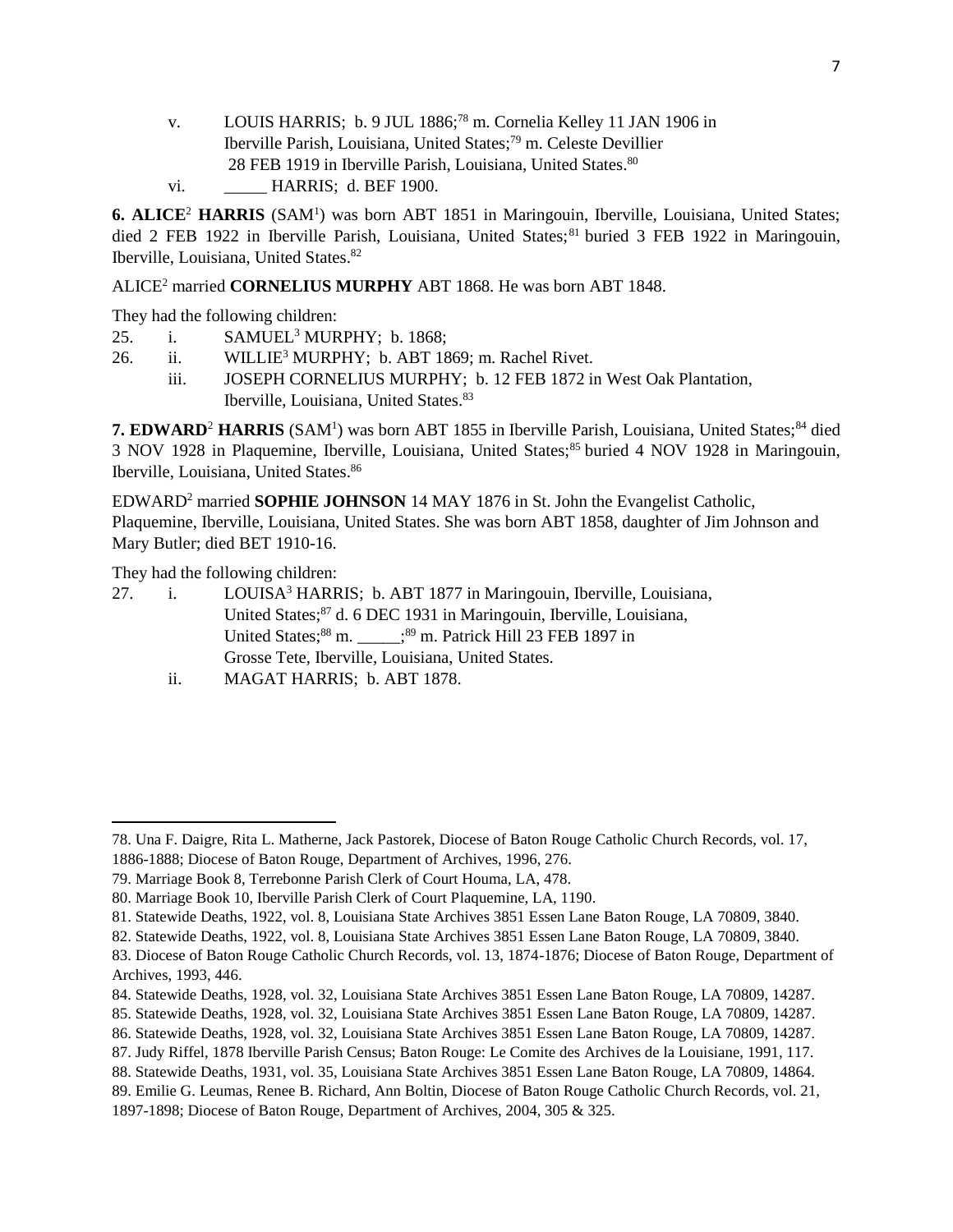v. LOUIS HARRIS; b. 9 JUL 1886;[78] m. Cornelia Kelley 11 JAN 1906 in Iberville Parish, Louisiana, United States;[79] m. Celeste Devillier 28 FEB 1919 in Iberville Parish, Louisiana, United States.[80]

vi. _____ HARRIS; d. BEF 1900.

**6. ALICE**[2] **HARRIS** (SAM[1]) was born ABT 1851 in Maringouin, Iberville, Louisiana, United States; died 2 FEB 1922 in Iberville Parish, Louisiana, United States;[81] buried 3 FEB 1922 in Maringouin, Iberville, Louisiana, United States.[82]

ALICE[2] married **CORNELIUS MURPHY** ABT 1868. He was born ABT 1848.

They had the following children:

25. i. SAMUEL[3] MURPHY; b. 1868;
26. ii. WILLIE[3] MURPHY; b. ABT 1869; m. Rachel Rivet.
    iii. JOSEPH CORNELIUS MURPHY; b. 12 FEB 1872 in West Oak Plantation, Iberville, Louisiana, United States.[83]

**7. EDWARD**[2] **HARRIS** (SAM[1]) was born ABT 1855 in Iberville Parish, Louisiana, United States;[84] died 3 NOV 1928 in Plaquemine, Iberville, Louisiana, United States;[85] buried 4 NOV 1928 in Maringouin, Iberville, Louisiana, United States.[86]

EDWARD[2] married **SOPHIE JOHNSON** 14 MAY 1876 in St. John the Evangelist Catholic, Plaquemine, Iberville, Louisiana, United States. She was born ABT 1858, daughter of Jim Johnson and Mary Butler; died BET 1910-16.

They had the following children:

27. i. LOUISA[3] HARRIS; b. ABT 1877 in Maringouin, Iberville, Louisiana, United States;[87] d. 6 DEC 1931 in Maringouin, Iberville, Louisiana, United States;[88] m. _____;[89] m. Patrick Hill 23 FEB 1897 in Grosse Tete, Iberville, Louisiana, United States.
    ii. MAGAT HARRIS; b. ABT 1878.

---

78. Una F. Daigre, Rita L. Matherne, Jack Pastorek, Diocese of Baton Rouge Catholic Church Records, vol. 17, 1886-1888; Diocese of Baton Rouge, Department of Archives, 1996, 276.
79. Marriage Book 8, Terrebonne Parish Clerk of Court Houma, LA, 478.
80. Marriage Book 10, Iberville Parish Clerk of Court Plaquemine, LA, 1190.
81. Statewide Deaths, 1922, vol. 8, Louisiana State Archives 3851 Essen Lane Baton Rouge, LA 70809, 3840.
82. Statewide Deaths, 1922, vol. 8, Louisiana State Archives 3851 Essen Lane Baton Rouge, LA 70809, 3840.
83. Diocese of Baton Rouge Catholic Church Records, vol. 13, 1874-1876; Diocese of Baton Rouge, Department of Archives, 1993, 446.
84. Statewide Deaths, 1928, vol. 32, Louisiana State Archives 3851 Essen Lane Baton Rouge, LA 70809, 14287.
85. Statewide Deaths, 1928, vol. 32, Louisiana State Archives 3851 Essen Lane Baton Rouge, LA 70809, 14287.
86. Statewide Deaths, 1928, vol. 32, Louisiana State Archives 3851 Essen Lane Baton Rouge, LA 70809, 14287.
87. Judy Riffel, 1878 Iberville Parish Census; Baton Rouge: Le Comite des Archives de la Louisiane, 1991, 117.
88. Statewide Deaths, 1931, vol. 35, Louisiana State Archives 3851 Essen Lane Baton Rouge, LA 70809, 14864.
89. Emilie G. Leumas, Renee B. Richard, Ann Boltin, Diocese of Baton Rouge Catholic Church Records, vol. 21, 1897-1898; Diocese of Baton Rouge, Department of Archives, 2004, 305 & 325.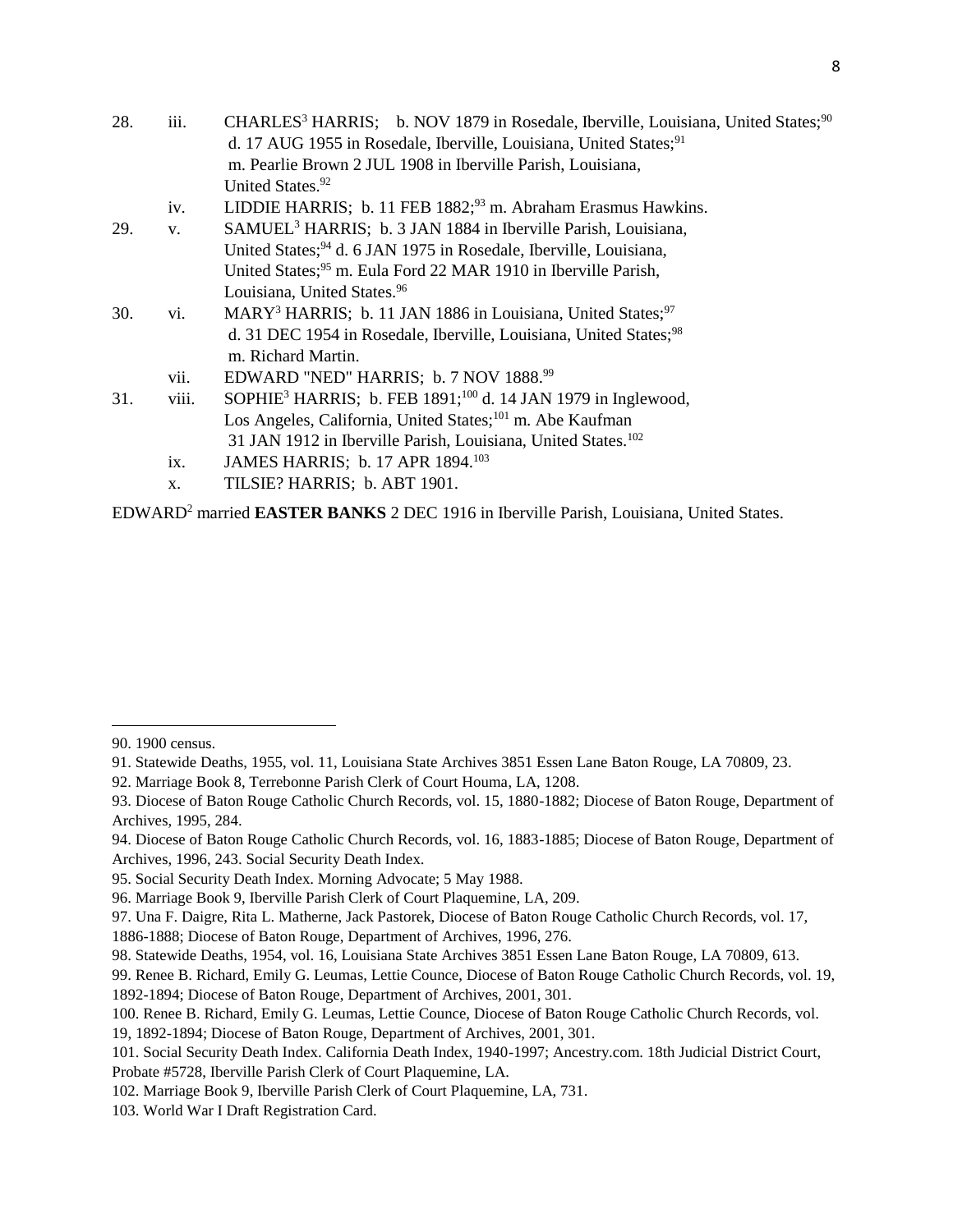28. iii. CHARLES[3] HARRIS; b. NOV 1879 in Rosedale, Iberville, Louisiana, United States;[90] d. 17 AUG 1955 in Rosedale, Iberville, Louisiana, United States;[91] m. Pearlie Brown 2 JUL 1908 in Iberville Parish, Louisiana, United States.[92]

iv. LIDDIE HARRIS; b. 11 FEB 1882;[93] m. Abraham Erasmus Hawkins.

29. v. SAMUEL[3] HARRIS; b. 3 JAN 1884 in Iberville Parish, Louisiana, United States;[94] d. 6 JAN 1975 in Rosedale, Iberville, Louisiana, United States;[95] m. Eula Ford 22 MAR 1910 in Iberville Parish, Louisiana, United States.[96]

30. vi. MARY[3] HARRIS; b. 11 JAN 1886 in Louisiana, United States;[97] d. 31 DEC 1954 in Rosedale, Iberville, Louisiana, United States;[98] m. Richard Martin.

vii. EDWARD "NED" HARRIS; b. 7 NOV 1888.[99]

31. viii. SOPHIE[3] HARRIS; b. FEB 1891;[100] d. 14 JAN 1979 in Inglewood, Los Angeles, California, United States;[101] m. Abe Kaufman 31 JAN 1912 in Iberville Parish, Louisiana, United States.[102]

ix. JAMES HARRIS; b. 17 APR 1894.[103]

x. TILSIE? HARRIS; b. ABT 1901.

EDWARD[2] married **EASTER BANKS** 2 DEC 1916 in Iberville Parish, Louisiana, United States.

---

90. 1900 census.

91. Statewide Deaths, 1955, vol. 11, Louisiana State Archives 3851 Essen Lane Baton Rouge, LA 70809, 23.

92. Marriage Book 8, Terrebonne Parish Clerk of Court Houma, LA, 1208.

93. Diocese of Baton Rouge Catholic Church Records, vol. 15, 1880-1882; Diocese of Baton Rouge, Department of Archives, 1995, 284.

94. Diocese of Baton Rouge Catholic Church Records, vol. 16, 1883-1885; Diocese of Baton Rouge, Department of Archives, 1996, 243. Social Security Death Index.

95. Social Security Death Index. Morning Advocate; 5 May 1988.

96. Marriage Book 9, Iberville Parish Clerk of Court Plaquemine, LA, 209.

97. Una F. Daigre, Rita L. Matherne, Jack Pastorek, Diocese of Baton Rouge Catholic Church Records, vol. 17, 1886-1888; Diocese of Baton Rouge, Department of Archives, 1996, 276.

98. Statewide Deaths, 1954, vol. 16, Louisiana State Archives 3851 Essen Lane Baton Rouge, LA 70809, 613.

99. Renee B. Richard, Emily G. Leumas, Lettie Counce, Diocese of Baton Rouge Catholic Church Records, vol. 19, 1892-1894; Diocese of Baton Rouge, Department of Archives, 2001, 301.

100. Renee B. Richard, Emily G. Leumas, Lettie Counce, Diocese of Baton Rouge Catholic Church Records, vol. 19, 1892-1894; Diocese of Baton Rouge, Department of Archives, 2001, 301.

101. Social Security Death Index. California Death Index, 1940-1997; Ancestry.com. 18th Judicial District Court, Probate #5728, Iberville Parish Clerk of Court Plaquemine, LA.

102. Marriage Book 9, Iberville Parish Clerk of Court Plaquemine, LA, 731.

103. World War I Draft Registration Card.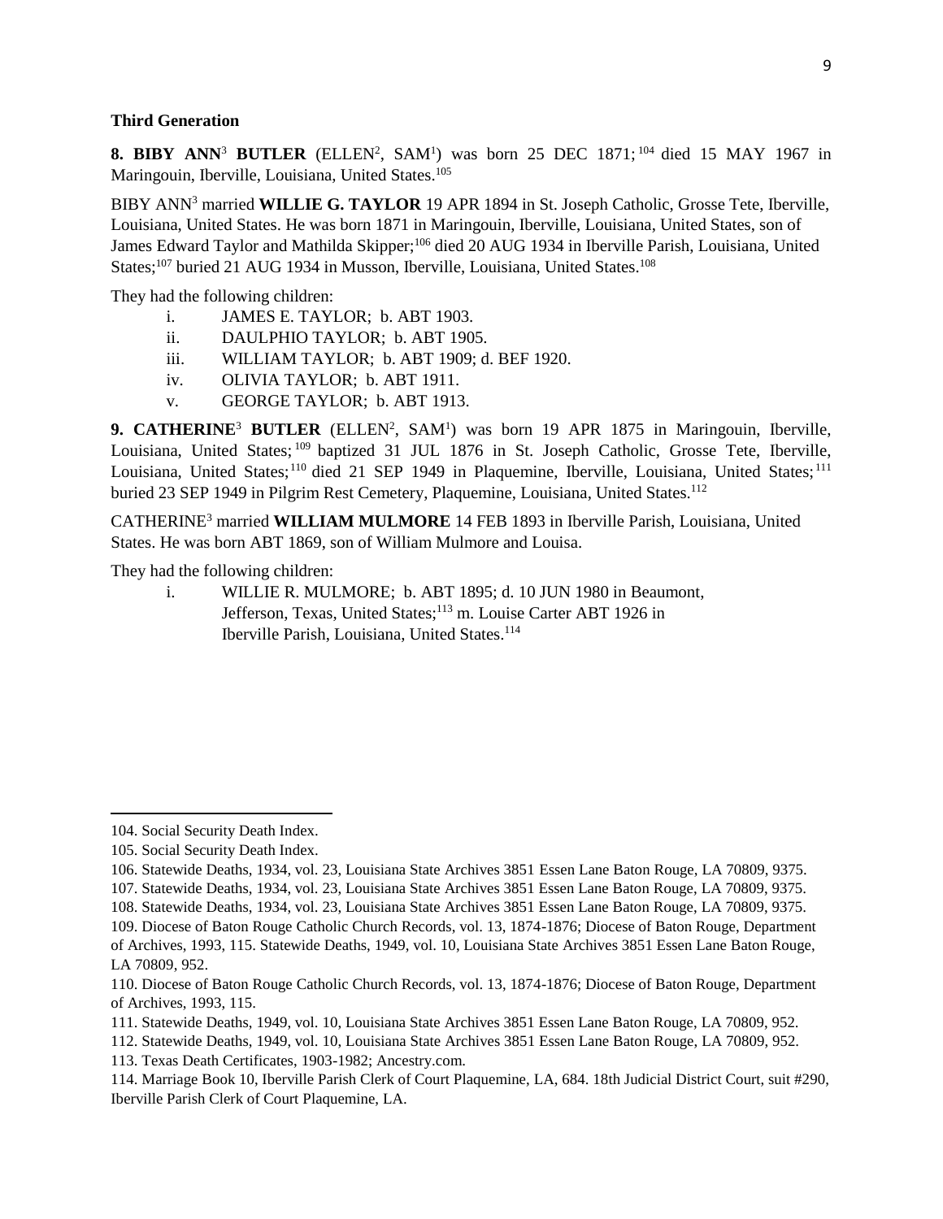**Third Generation**

**8. BIBY ANN**$^{3}$ **BUTLER** (ELLEN$^{2}$, SAM$^{1}$) was born 25 DEC 1871;[104] died 15 MAY 1967 in Maringouin, Iberville, Louisiana, United States.[105]

BIBY ANN$^{3}$ married **WILLIE G. TAYLOR** 19 APR 1894 in St. Joseph Catholic, Grosse Tete, Iberville, Louisiana, United States. He was born 1871 in Maringouin, Iberville, Louisiana, United States, son of James Edward Taylor and Mathilda Skipper;[106] died 20 AUG 1934 in Iberville Parish, Louisiana, United States;[107] buried 21 AUG 1934 in Musson, Iberville, Louisiana, United States.[108]

They had the following children:

- i. JAMES E. TAYLOR; b. ABT 1903.
- ii. DAULPHIO TAYLOR; b. ABT 1905.
- iii. WILLIAM TAYLOR; b. ABT 1909; d. BEF 1920.
- iv. OLIVIA TAYLOR; b. ABT 1911.
- v. GEORGE TAYLOR; b. ABT 1913.

**9. CATHERINE**$^{3}$ **BUTLER** (ELLEN$^{2}$, SAM$^{1}$) was born 19 APR 1875 in Maringouin, Iberville, Louisiana, United States;[109] baptized 31 JUL 1876 in St. Joseph Catholic, Grosse Tete, Iberville, Louisiana, United States;[110] died 21 SEP 1949 in Plaquemine, Iberville, Louisiana, United States;[111] buried 23 SEP 1949 in Pilgrim Rest Cemetery, Plaquemine, Louisiana, United States.[112]

CATHERINE$^{3}$ married **WILLIAM MULMORE** 14 FEB 1893 in Iberville Parish, Louisiana, United States. He was born ABT 1869, son of William Mulmore and Louisa.

They had the following children:

- i. WILLIE R. MULMORE; b. ABT 1895; d. 10 JUN 1980 in Beaumont, Jefferson, Texas, United States;[113] m. Louise Carter ABT 1926 in Iberville Parish, Louisiana, United States.[114]

---

104. Social Security Death Index.

105. Social Security Death Index.

106. Statewide Deaths, 1934, vol. 23, Louisiana State Archives 3851 Essen Lane Baton Rouge, LA 70809, 9375.

107. Statewide Deaths, 1934, vol. 23, Louisiana State Archives 3851 Essen Lane Baton Rouge, LA 70809, 9375.

108. Statewide Deaths, 1934, vol. 23, Louisiana State Archives 3851 Essen Lane Baton Rouge, LA 70809, 9375.

109. Diocese of Baton Rouge Catholic Church Records, vol. 13, 1874-1876; Diocese of Baton Rouge, Department of Archives, 1993, 115. Statewide Deaths, 1949, vol. 10, Louisiana State Archives 3851 Essen Lane Baton Rouge, LA 70809, 952.

110. Diocese of Baton Rouge Catholic Church Records, vol. 13, 1874-1876; Diocese of Baton Rouge, Department of Archives, 1993, 115.

111. Statewide Deaths, 1949, vol. 10, Louisiana State Archives 3851 Essen Lane Baton Rouge, LA 70809, 952.

112. Statewide Deaths, 1949, vol. 10, Louisiana State Archives 3851 Essen Lane Baton Rouge, LA 70809, 952.

113. Texas Death Certificates, 1903-1982; Ancestry.com.

114. Marriage Book 10, Iberville Parish Clerk of Court Plaquemine, LA, 684. 18th Judicial District Court, suit #290, Iberville Parish Clerk of Court Plaquemine, LA.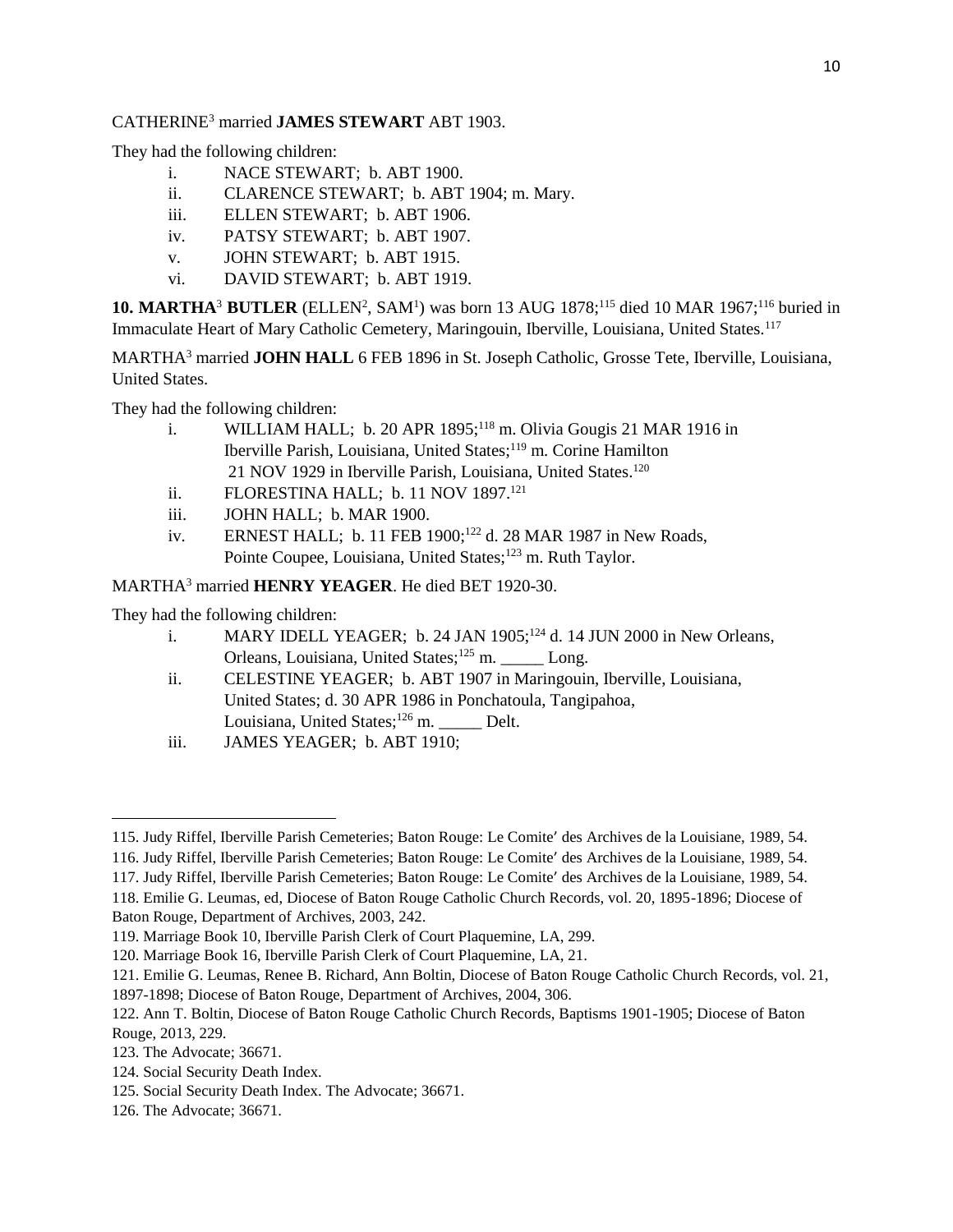CATHERINE[3] married **JAMES STEWART** ABT 1903.

They had the following children:

- i. NACE STEWART; b. ABT 1900.
- ii. CLARENCE STEWART; b. ABT 1904; m. Mary.
- iii. ELLEN STEWART; b. ABT 1906.
- iv. PATSY STEWART; b. ABT 1907.
- v. JOHN STEWART; b. ABT 1915.
- vi. DAVID STEWART; b. ABT 1919.

**10. MARTHA**[3] **BUTLER** (ELLEN[2], SAM[1]) was born 13 AUG 1878;[115] died 10 MAR 1967;[116] buried in Immaculate Heart of Mary Catholic Cemetery, Maringouin, Iberville, Louisiana, United States.[117]

MARTHA[3] married **JOHN HALL** 6 FEB 1896 in St. Joseph Catholic, Grosse Tete, Iberville, Louisiana, United States.

They had the following children:

- i. WILLIAM HALL; b. 20 APR 1895;[118] m. Olivia Gougis 21 MAR 1916 in Iberville Parish, Louisiana, United States;[119] m. Corine Hamilton 21 NOV 1929 in Iberville Parish, Louisiana, United States.[120]
- ii. FLORESTINA HALL; b. 11 NOV 1897.[121]
- iii. JOHN HALL; b. MAR 1900.
- iv. ERNEST HALL; b. 11 FEB 1900;[122] d. 28 MAR 1987 in New Roads, Pointe Coupee, Louisiana, United States;[123] m. Ruth Taylor.

MARTHA[3] married **HENRY YEAGER**. He died BET 1920-30.

They had the following children:

- i. MARY IDELL YEAGER; b. 24 JAN 1905;[124] d. 14 JUN 2000 in New Orleans, Orleans, Louisiana, United States;[125] m. _____ Long.
- ii. CELESTINE YEAGER; b. ABT 1907 in Maringouin, Iberville, Louisiana, United States; d. 30 APR 1986 in Ponchatoula, Tangipahoa, Louisiana, United States;[126] m. _____ Delt.
- iii. JAMES YEAGER; b. ABT 1910;

---

115. Judy Riffel, Iberville Parish Cemeteries; Baton Rouge: Le Comite′ des Archives de la Louisiane, 1989, 54.
116. Judy Riffel, Iberville Parish Cemeteries; Baton Rouge: Le Comite′ des Archives de la Louisiane, 1989, 54.
117. Judy Riffel, Iberville Parish Cemeteries; Baton Rouge: Le Comite′ des Archives de la Louisiane, 1989, 54.
118. Emilie G. Leumas, ed, Diocese of Baton Rouge Catholic Church Records, vol. 20, 1895-1896; Diocese of Baton Rouge, Department of Archives, 2003, 242.
119. Marriage Book 10, Iberville Parish Clerk of Court Plaquemine, LA, 299.
120. Marriage Book 16, Iberville Parish Clerk of Court Plaquemine, LA, 21.
121. Emilie G. Leumas, Renee B. Richard, Ann Boltin, Diocese of Baton Rouge Catholic Church Records, vol. 21, 1897-1898; Diocese of Baton Rouge, Department of Archives, 2004, 306.
122. Ann T. Boltin, Diocese of Baton Rouge Catholic Church Records, Baptisms 1901-1905; Diocese of Baton Rouge, 2013, 229.
123. The Advocate; 36671.
124. Social Security Death Index.
125. Social Security Death Index. The Advocate; 36671.
126. The Advocate; 36671.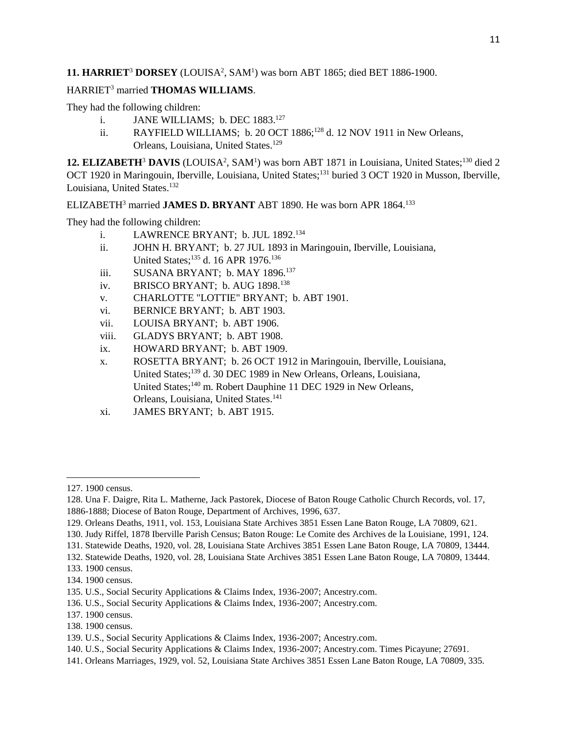**11. HARRIET**$^{3}$ **DORSEY** (LOUISA$^{2}$, SAM$^{1}$) was born ABT 1865; died BET 1886-1900.

HARRIET$^{3}$ married **THOMAS WILLIAMS**.

They had the following children:

i. JANE WILLIAMS; b. DEC 1883.[127]

ii. RAYFIELD WILLIAMS; b. 20 OCT 1886;[128] d. 12 NOV 1911 in New Orleans, Orleans, Louisiana, United States.[129]

**12. ELIZABETH**$^{3}$ **DAVIS** (LOUISA$^{2}$, SAM$^{1}$) was born ABT 1871 in Louisiana, United States;[130] died 2 OCT 1920 in Maringouin, Iberville, Louisiana, United States;[131] buried 3 OCT 1920 in Musson, Iberville, Louisiana, United States.[132]

ELIZABETH$^{3}$ married **JAMES D. BRYANT** ABT 1890. He was born APR 1864.[133]

They had the following children:

i. LAWRENCE BRYANT; b. JUL 1892.[134]

ii. JOHN H. BRYANT; b. 27 JUL 1893 in Maringouin, Iberville, Louisiana, United States;[135] d. 16 APR 1976.[136]

iii. SUSANA BRYANT; b. MAY 1896.[137]

iv. BRISCO BRYANT; b. AUG 1898.[138]

v. CHARLOTTE "LOTTIE" BRYANT; b. ABT 1901.

vi. BERNICE BRYANT; b. ABT 1903.

vii. LOUISA BRYANT; b. ABT 1906.

viii. GLADYS BRYANT; b. ABT 1908.

ix. HOWARD BRYANT; b. ABT 1909.

x. ROSETTA BRYANT; b. 26 OCT 1912 in Maringouin, Iberville, Louisiana, United States;[139] d. 30 DEC 1989 in New Orleans, Orleans, Louisiana, United States;[140] m. Robert Dauphine 11 DEC 1929 in New Orleans, Orleans, Louisiana, United States.[141]

xi. JAMES BRYANT; b. ABT 1915.

---

127. 1900 census.

128. Una F. Daigre, Rita L. Matherne, Jack Pastorek, Diocese of Baton Rouge Catholic Church Records, vol. 17, 1886-1888; Diocese of Baton Rouge, Department of Archives, 1996, 637.

129. Orleans Deaths, 1911, vol. 153, Louisiana State Archives 3851 Essen Lane Baton Rouge, LA 70809, 621.

130. Judy Riffel, 1878 Iberville Parish Census; Baton Rouge: Le Comite des Archives de la Louisiane, 1991, 124.

131. Statewide Deaths, 1920, vol. 28, Louisiana State Archives 3851 Essen Lane Baton Rouge, LA 70809, 13444.

132. Statewide Deaths, 1920, vol. 28, Louisiana State Archives 3851 Essen Lane Baton Rouge, LA 70809, 13444.

133. 1900 census.

134. 1900 census.

135. U.S., Social Security Applications & Claims Index, 1936-2007; Ancestry.com.

136. U.S., Social Security Applications & Claims Index, 1936-2007; Ancestry.com.

137. 1900 census.

138. 1900 census.

139. U.S., Social Security Applications & Claims Index, 1936-2007; Ancestry.com.

140. U.S., Social Security Applications & Claims Index, 1936-2007; Ancestry.com. Times Picayune; 27691.

141. Orleans Marriages, 1929, vol. 52, Louisiana State Archives 3851 Essen Lane Baton Rouge, LA 70809, 335.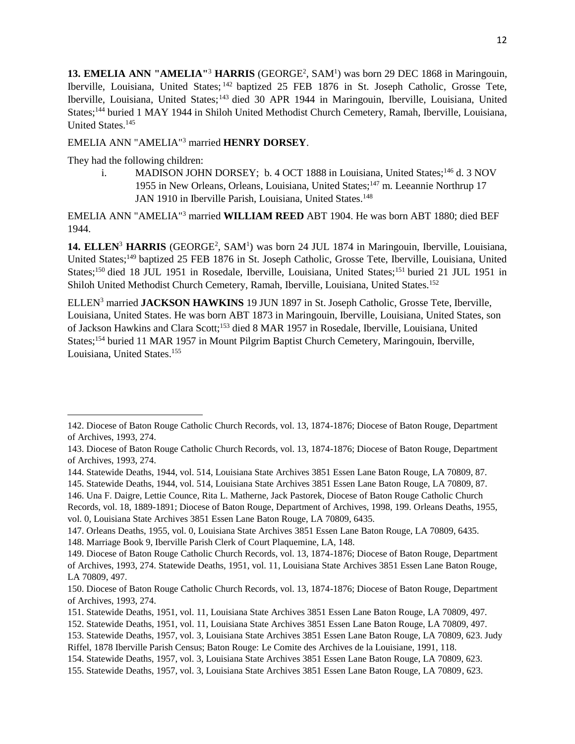**13. EMELIA ANN "AMELIA"[3] HARRIS** (GEORGE[2], SAM[1]) was born 29 DEC 1868 in Maringouin, Iberville, Louisiana, United States;[142] baptized 25 FEB 1876 in St. Joseph Catholic, Grosse Tete, Iberville, Louisiana, United States;[143] died 30 APR 1944 in Maringouin, Iberville, Louisiana, United States;[144] buried 1 MAY 1944 in Shiloh United Methodist Church Cemetery, Ramah, Iberville, Louisiana, United States.[145]

EMELIA ANN "AMELIA"[3] married **HENRY DORSEY**.

They had the following children:

i. MADISON JOHN DORSEY; b. 4 OCT 1888 in Louisiana, United States;[146] d. 3 NOV 1955 in New Orleans, Orleans, Louisiana, United States;[147] m. Leeannie Northrup 17 JAN 1910 in Iberville Parish, Louisiana, United States.[148]

EMELIA ANN "AMELIA"[3] married **WILLIAM REED** ABT 1904. He was born ABT 1880; died BEF 1944.

**14. ELLEN[3] HARRIS** (GEORGE[2], SAM[1]) was born 24 JUL 1874 in Maringouin, Iberville, Louisiana, United States;[149] baptized 25 FEB 1876 in St. Joseph Catholic, Grosse Tete, Iberville, Louisiana, United States;[150] died 18 JUL 1951 in Rosedale, Iberville, Louisiana, United States;[151] buried 21 JUL 1951 in Shiloh United Methodist Church Cemetery, Ramah, Iberville, Louisiana, United States.[152]

ELLEN[3] married **JACKSON HAWKINS** 19 JUN 1897 in St. Joseph Catholic, Grosse Tete, Iberville, Louisiana, United States. He was born ABT 1873 in Maringouin, Iberville, Louisiana, United States, son of Jackson Hawkins and Clara Scott;[153] died 8 MAR 1957 in Rosedale, Iberville, Louisiana, United States;[154] buried 11 MAR 1957 in Mount Pilgrim Baptist Church Cemetery, Maringouin, Iberville, Louisiana, United States.[155]

---

142. Diocese of Baton Rouge Catholic Church Records, vol. 13, 1874-1876; Diocese of Baton Rouge, Department of Archives, 1993, 274.

143. Diocese of Baton Rouge Catholic Church Records, vol. 13, 1874-1876; Diocese of Baton Rouge, Department of Archives, 1993, 274.

144. Statewide Deaths, 1944, vol. 514, Louisiana State Archives 3851 Essen Lane Baton Rouge, LA 70809, 87.

145. Statewide Deaths, 1944, vol. 514, Louisiana State Archives 3851 Essen Lane Baton Rouge, LA 70809, 87.

146. Una F. Daigre, Lettie Counce, Rita L. Matherne, Jack Pastorek, Diocese of Baton Rouge Catholic Church Records, vol. 18, 1889-1891; Diocese of Baton Rouge, Department of Archives, 1998, 199. Orleans Deaths, 1955, vol. 0, Louisiana State Archives 3851 Essen Lane Baton Rouge, LA 70809, 6435.

147. Orleans Deaths, 1955, vol. 0, Louisiana State Archives 3851 Essen Lane Baton Rouge, LA 70809, 6435.

148. Marriage Book 9, Iberville Parish Clerk of Court Plaquemine, LA, 148.

149. Diocese of Baton Rouge Catholic Church Records, vol. 13, 1874-1876; Diocese of Baton Rouge, Department of Archives, 1993, 274. Statewide Deaths, 1951, vol. 11, Louisiana State Archives 3851 Essen Lane Baton Rouge, LA 70809, 497.

150. Diocese of Baton Rouge Catholic Church Records, vol. 13, 1874-1876; Diocese of Baton Rouge, Department of Archives, 1993, 274.

151. Statewide Deaths, 1951, vol. 11, Louisiana State Archives 3851 Essen Lane Baton Rouge, LA 70809, 497.

152. Statewide Deaths, 1951, vol. 11, Louisiana State Archives 3851 Essen Lane Baton Rouge, LA 70809, 497.

153. Statewide Deaths, 1957, vol. 3, Louisiana State Archives 3851 Essen Lane Baton Rouge, LA 70809, 623. Judy Riffel, 1878 Iberville Parish Census; Baton Rouge: Le Comite des Archives de la Louisiane, 1991, 118.

154. Statewide Deaths, 1957, vol. 3, Louisiana State Archives 3851 Essen Lane Baton Rouge, LA 70809, 623.

155. Statewide Deaths, 1957, vol. 3, Louisiana State Archives 3851 Essen Lane Baton Rouge, LA 70809, 623.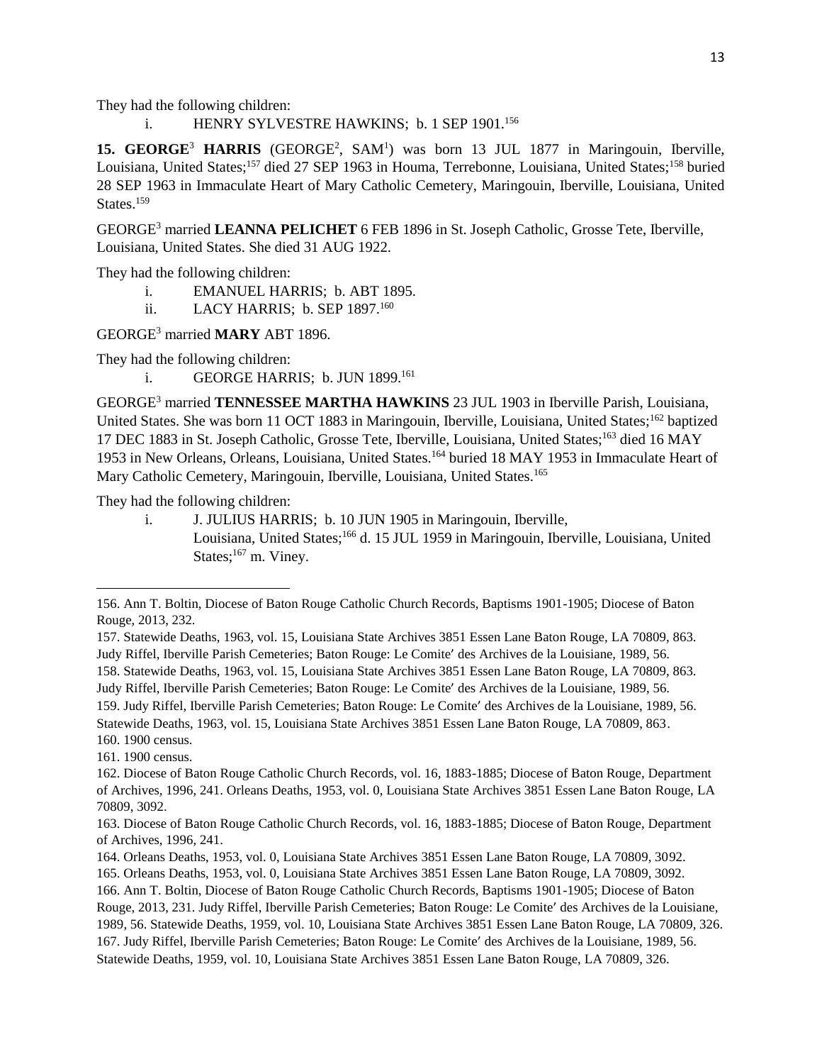They had the following children:

i. HENRY SYLVESTRE HAWKINS; b. 1 SEP 1901.[156]

**15. GEORGE**$^{3}$ **HARRIS** (GEORGE$^{2}$, SAM$^{1}$) was born 13 JUL 1877 in Maringouin, Iberville, Louisiana, United States;[157] died 27 SEP 1963 in Houma, Terrebonne, Louisiana, United States;[158] buried 28 SEP 1963 in Immaculate Heart of Mary Catholic Cemetery, Maringouin, Iberville, Louisiana, United States.[159]

GEORGE$^{3}$ married **LEANNA PELICHET** 6 FEB 1896 in St. Joseph Catholic, Grosse Tete, Iberville, Louisiana, United States. She died 31 AUG 1922.

They had the following children:

i. EMANUEL HARRIS; b. ABT 1895.

ii. LACY HARRIS; b. SEP 1897.[160]

GEORGE$^{3}$ married **MARY** ABT 1896.

They had the following children:

i. GEORGE HARRIS; b. JUN 1899.[161]

GEORGE$^{3}$ married **TENNESSEE MARTHA HAWKINS** 23 JUL 1903 in Iberville Parish, Louisiana, United States. She was born 11 OCT 1883 in Maringouin, Iberville, Louisiana, United States;[162] baptized 17 DEC 1883 in St. Joseph Catholic, Grosse Tete, Iberville, Louisiana, United States;[163] died 16 MAY 1953 in New Orleans, Orleans, Louisiana, United States.[164] buried 18 MAY 1953 in Immaculate Heart of Mary Catholic Cemetery, Maringouin, Iberville, Louisiana, United States.[165]

They had the following children:

i. J. JULIUS HARRIS; b. 10 JUN 1905 in Maringouin, Iberville, Louisiana, United States;[166] d. 15 JUL 1959 in Maringouin, Iberville, Louisiana, United States;[167] m. Viney.

---

156. Ann T. Boltin, Diocese of Baton Rouge Catholic Church Records, Baptisms 1901-1905; Diocese of Baton Rouge, 2013, 232.

157. Statewide Deaths, 1963, vol. 15, Louisiana State Archives 3851 Essen Lane Baton Rouge, LA 70809, 863. Judy Riffel, Iberville Parish Cemeteries; Baton Rouge: Le Comite′ des Archives de la Louisiane, 1989, 56.

158. Statewide Deaths, 1963, vol. 15, Louisiana State Archives 3851 Essen Lane Baton Rouge, LA 70809, 863. Judy Riffel, Iberville Parish Cemeteries; Baton Rouge: Le Comite′ des Archives de la Louisiane, 1989, 56.

159. Judy Riffel, Iberville Parish Cemeteries; Baton Rouge: Le Comite′ des Archives de la Louisiane, 1989, 56. Statewide Deaths, 1963, vol. 15, Louisiana State Archives 3851 Essen Lane Baton Rouge, LA 70809, 863.

160. 1900 census.

161. 1900 census.

162. Diocese of Baton Rouge Catholic Church Records, vol. 16, 1883-1885; Diocese of Baton Rouge, Department of Archives, 1996, 241. Orleans Deaths, 1953, vol. 0, Louisiana State Archives 3851 Essen Lane Baton Rouge, LA 70809, 3092.

163. Diocese of Baton Rouge Catholic Church Records, vol. 16, 1883-1885; Diocese of Baton Rouge, Department of Archives, 1996, 241.

164. Orleans Deaths, 1953, vol. 0, Louisiana State Archives 3851 Essen Lane Baton Rouge, LA 70809, 3092.

165. Orleans Deaths, 1953, vol. 0, Louisiana State Archives 3851 Essen Lane Baton Rouge, LA 70809, 3092.

166. Ann T. Boltin, Diocese of Baton Rouge Catholic Church Records, Baptisms 1901-1905; Diocese of Baton Rouge, 2013, 231. Judy Riffel, Iberville Parish Cemeteries; Baton Rouge: Le Comite′ des Archives de la Louisiane, 1989, 56. Statewide Deaths, 1959, vol. 10, Louisiana State Archives 3851 Essen Lane Baton Rouge, LA 70809, 326.

167. Judy Riffel, Iberville Parish Cemeteries; Baton Rouge: Le Comite′ des Archives de la Louisiane, 1989, 56. Statewide Deaths, 1959, vol. 10, Louisiana State Archives 3851 Essen Lane Baton Rouge, LA 70809, 326.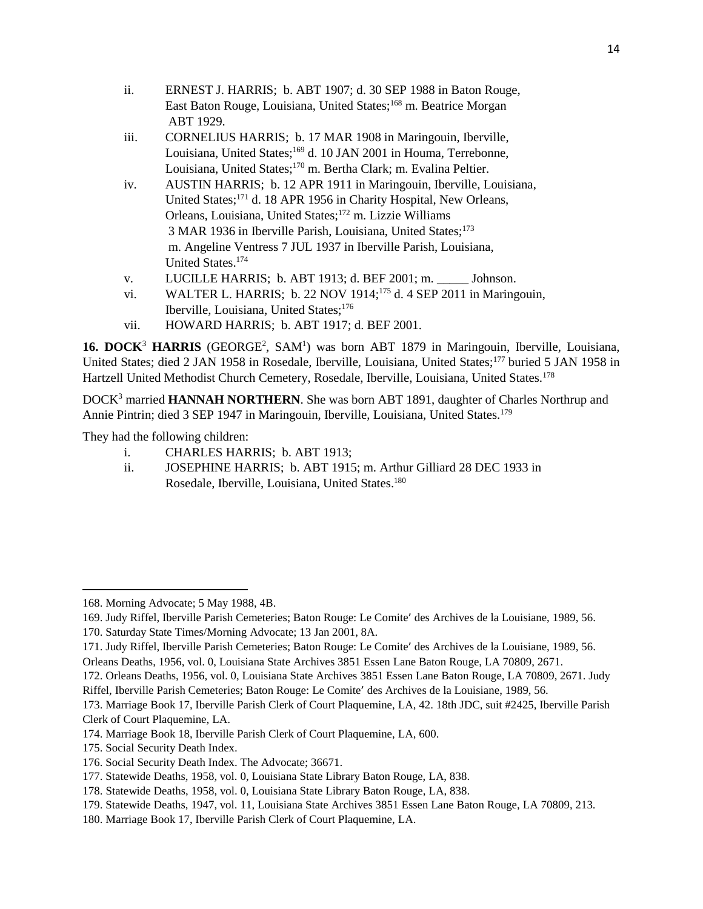ii. ERNEST J. HARRIS; b. ABT 1907; d. 30 SEP 1988 in Baton Rouge, East Baton Rouge, Louisiana, United States;[168] m. Beatrice Morgan ABT 1929.

iii. CORNELIUS HARRIS; b. 17 MAR 1908 in Maringouin, Iberville, Louisiana, United States;[169] d. 10 JAN 2001 in Houma, Terrebonne, Louisiana, United States;[170] m. Bertha Clark; m. Evalina Peltier.

iv. AUSTIN HARRIS; b. 12 APR 1911 in Maringouin, Iberville, Louisiana, United States;[171] d. 18 APR 1956 in Charity Hospital, New Orleans, Orleans, Louisiana, United States;[172] m. Lizzie Williams 3 MAR 1936 in Iberville Parish, Louisiana, United States;[173] m. Angeline Ventress 7 JUL 1937 in Iberville Parish, Louisiana, United States.[174]

v. LUCILLE HARRIS; b. ABT 1913; d. BEF 2001; m. _____ Johnson.

vi. WALTER L. HARRIS; b. 22 NOV 1914;[175] d. 4 SEP 2011 in Maringouin, Iberville, Louisiana, United States;[176]

vii. HOWARD HARRIS; b. ABT 1917; d. BEF 2001.

**16. DOCK**[3] **HARRIS** (GEORGE[2], SAM[1]) was born ABT 1879 in Maringouin, Iberville, Louisiana, United States; died 2 JAN 1958 in Rosedale, Iberville, Louisiana, United States;[177] buried 5 JAN 1958 in Hartzell United Methodist Church Cemetery, Rosedale, Iberville, Louisiana, United States.[178]

DOCK[3] married **HANNAH NORTHERN**. She was born ABT 1891, daughter of Charles Northrup and Annie Pintrin; died 3 SEP 1947 in Maringouin, Iberville, Louisiana, United States.[179]

They had the following children:

i. CHARLES HARRIS; b. ABT 1913;

ii. JOSEPHINE HARRIS; b. ABT 1915; m. Arthur Gilliard 28 DEC 1933 in Rosedale, Iberville, Louisiana, United States.[180]

---

168. Morning Advocate; 5 May 1988, 4B.
169. Judy Riffel, Iberville Parish Cemeteries; Baton Rouge: Le Comite′ des Archives de la Louisiane, 1989, 56.
170. Saturday State Times/Morning Advocate; 13 Jan 2001, 8A.
171. Judy Riffel, Iberville Parish Cemeteries; Baton Rouge: Le Comite′ des Archives de la Louisiane, 1989, 56. Orleans Deaths, 1956, vol. 0, Louisiana State Archives 3851 Essen Lane Baton Rouge, LA 70809, 2671.
172. Orleans Deaths, 1956, vol. 0, Louisiana State Archives 3851 Essen Lane Baton Rouge, LA 70809, 2671. Judy Riffel, Iberville Parish Cemeteries; Baton Rouge: Le Comite′ des Archives de la Louisiane, 1989, 56.
173. Marriage Book 17, Iberville Parish Clerk of Court Plaquemine, LA, 42. 18th JDC, suit #2425, Iberville Parish Clerk of Court Plaquemine, LA.
174. Marriage Book 18, Iberville Parish Clerk of Court Plaquemine, LA, 600.
175. Social Security Death Index.
176. Social Security Death Index. The Advocate; 36671.
177. Statewide Deaths, 1958, vol. 0, Louisiana State Library Baton Rouge, LA, 838.
178. Statewide Deaths, 1958, vol. 0, Louisiana State Library Baton Rouge, LA, 838.
179. Statewide Deaths, 1947, vol. 11, Louisiana State Archives 3851 Essen Lane Baton Rouge, LA 70809, 213.
180. Marriage Book 17, Iberville Parish Clerk of Court Plaquemine, LA.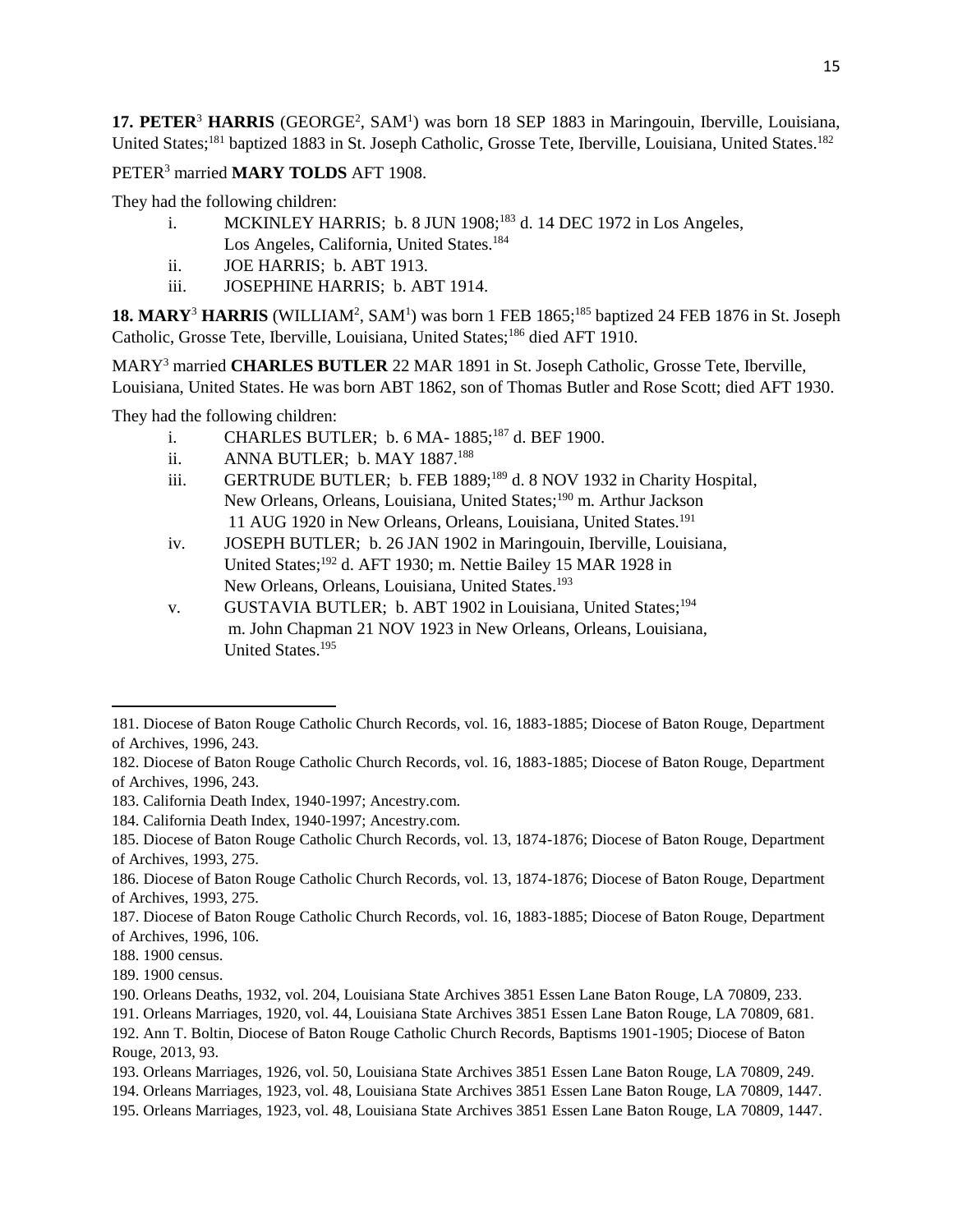**17. PETER[3] HARRIS** (GEORGE[2], SAM[1]) was born 18 SEP 1883 in Maringouin, Iberville, Louisiana, United States;[181] baptized 1883 in St. Joseph Catholic, Grosse Tete, Iberville, Louisiana, United States.[182]

PETER[3] married **MARY TOLDS** AFT 1908.

They had the following children:

- i. MCKINLEY HARRIS; b. 8 JUN 1908;[183] d. 14 DEC 1972 in Los Angeles, Los Angeles, California, United States.[184]
- ii. JOE HARRIS; b. ABT 1913.
- iii. JOSEPHINE HARRIS; b. ABT 1914.

**18. MARY[3] HARRIS** (WILLIAM[2], SAM[1]) was born 1 FEB 1865;[185] baptized 24 FEB 1876 in St. Joseph Catholic, Grosse Tete, Iberville, Louisiana, United States;[186] died AFT 1910.

MARY[3] married **CHARLES BUTLER** 22 MAR 1891 in St. Joseph Catholic, Grosse Tete, Iberville, Louisiana, United States. He was born ABT 1862, son of Thomas Butler and Rose Scott; died AFT 1930.

They had the following children:

- i. CHARLES BUTLER; b. 6 MA- 1885;[187] d. BEF 1900.
- ii. ANNA BUTLER; b. MAY 1887.[188]
- iii. GERTRUDE BUTLER; b. FEB 1889;[189] d. 8 NOV 1932 in Charity Hospital, New Orleans, Orleans, Louisiana, United States;[190] m. Arthur Jackson 11 AUG 1920 in New Orleans, Orleans, Louisiana, United States.[191]
- iv. JOSEPH BUTLER; b. 26 JAN 1902 in Maringouin, Iberville, Louisiana, United States;[192] d. AFT 1930; m. Nettie Bailey 15 MAR 1928 in New Orleans, Orleans, Louisiana, United States.[193]
- v. GUSTAVIA BUTLER; b. ABT 1902 in Louisiana, United States;[194] m. John Chapman 21 NOV 1923 in New Orleans, Orleans, Louisiana, United States.[195]

---

181. Diocese of Baton Rouge Catholic Church Records, vol. 16, 1883-1885; Diocese of Baton Rouge, Department of Archives, 1996, 243.
182. Diocese of Baton Rouge Catholic Church Records, vol. 16, 1883-1885; Diocese of Baton Rouge, Department of Archives, 1996, 243.
183. California Death Index, 1940-1997; Ancestry.com.
184. California Death Index, 1940-1997; Ancestry.com.
185. Diocese of Baton Rouge Catholic Church Records, vol. 13, 1874-1876; Diocese of Baton Rouge, Department of Archives, 1993, 275.
186. Diocese of Baton Rouge Catholic Church Records, vol. 13, 1874-1876; Diocese of Baton Rouge, Department of Archives, 1993, 275.
187. Diocese of Baton Rouge Catholic Church Records, vol. 16, 1883-1885; Diocese of Baton Rouge, Department of Archives, 1996, 106.
188. 1900 census.
189. 1900 census.
190. Orleans Deaths, 1932, vol. 204, Louisiana State Archives 3851 Essen Lane Baton Rouge, LA 70809, 233.
191. Orleans Marriages, 1920, vol. 44, Louisiana State Archives 3851 Essen Lane Baton Rouge, LA 70809, 681.
192. Ann T. Boltin, Diocese of Baton Rouge Catholic Church Records, Baptisms 1901-1905; Diocese of Baton Rouge, 2013, 93.
193. Orleans Marriages, 1926, vol. 50, Louisiana State Archives 3851 Essen Lane Baton Rouge, LA 70809, 249.
194. Orleans Marriages, 1923, vol. 48, Louisiana State Archives 3851 Essen Lane Baton Rouge, LA 70809, 1447.
195. Orleans Marriages, 1923, vol. 48, Louisiana State Archives 3851 Essen Lane Baton Rouge, LA 70809, 1447.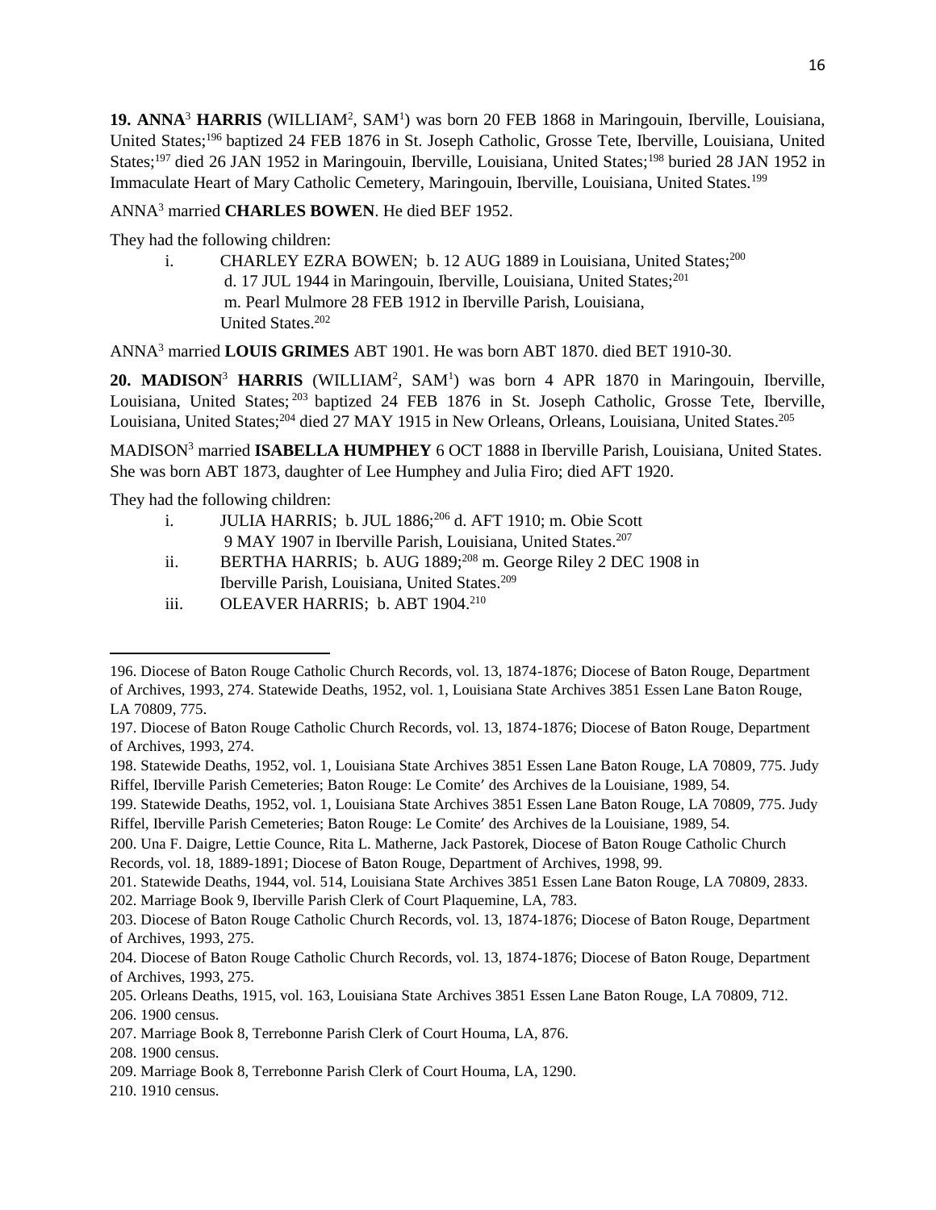**19. ANNA**[3] **HARRIS** (WILLIAM[2], SAM[1]) was born 20 FEB 1868 in Maringouin, Iberville, Louisiana, United States;[196] baptized 24 FEB 1876 in St. Joseph Catholic, Grosse Tete, Iberville, Louisiana, United States;[197] died 26 JAN 1952 in Maringouin, Iberville, Louisiana, United States;[198] buried 28 JAN 1952 in Immaculate Heart of Mary Catholic Cemetery, Maringouin, Iberville, Louisiana, United States.[199]

ANNA[3] married **CHARLES BOWEN**. He died BEF 1952.

They had the following children:

i. CHARLEY EZRA BOWEN; b. 12 AUG 1889 in Louisiana, United States;[200] d. 17 JUL 1944 in Maringouin, Iberville, Louisiana, United States;[201] m. Pearl Mulmore 28 FEB 1912 in Iberville Parish, Louisiana, United States.[202]

ANNA[3] married **LOUIS GRIMES** ABT 1901. He was born ABT 1870. died BET 1910-30.

**20. MADISON**[3] **HARRIS** (WILLIAM[2], SAM[1]) was born 4 APR 1870 in Maringouin, Iberville, Louisiana, United States;[203] baptized 24 FEB 1876 in St. Joseph Catholic, Grosse Tete, Iberville, Louisiana, United States;[204] died 27 MAY 1915 in New Orleans, Orleans, Louisiana, United States.[205]

MADISON[3] married **ISABELLA HUMPHEY** 6 OCT 1888 in Iberville Parish, Louisiana, United States. She was born ABT 1873, daughter of Lee Humphey and Julia Firo; died AFT 1920.

They had the following children:

i. JULIA HARRIS; b. JUL 1886;[206] d. AFT 1910; m. Obie Scott 9 MAY 1907 in Iberville Parish, Louisiana, United States.[207]

ii. BERTHA HARRIS; b. AUG 1889;[208] m. George Riley 2 DEC 1908 in Iberville Parish, Louisiana, United States.[209]

iii. OLEAVER HARRIS; b. ABT 1904.[210]

---

196. Diocese of Baton Rouge Catholic Church Records, vol. 13, 1874-1876; Diocese of Baton Rouge, Department of Archives, 1993, 274. Statewide Deaths, 1952, vol. 1, Louisiana State Archives 3851 Essen Lane Baton Rouge, LA 70809, 775.

197. Diocese of Baton Rouge Catholic Church Records, vol. 13, 1874-1876; Diocese of Baton Rouge, Department of Archives, 1993, 274.

198. Statewide Deaths, 1952, vol. 1, Louisiana State Archives 3851 Essen Lane Baton Rouge, LA 70809, 775. Judy Riffel, Iberville Parish Cemeteries; Baton Rouge: Le Comite′ des Archives de la Louisiane, 1989, 54.

199. Statewide Deaths, 1952, vol. 1, Louisiana State Archives 3851 Essen Lane Baton Rouge, LA 70809, 775. Judy Riffel, Iberville Parish Cemeteries; Baton Rouge: Le Comite′ des Archives de la Louisiane, 1989, 54.

200. Una F. Daigre, Lettie Counce, Rita L. Matherne, Jack Pastorek, Diocese of Baton Rouge Catholic Church Records, vol. 18, 1889-1891; Diocese of Baton Rouge, Department of Archives, 1998, 99.

201. Statewide Deaths, 1944, vol. 514, Louisiana State Archives 3851 Essen Lane Baton Rouge, LA 70809, 2833.

202. Marriage Book 9, Iberville Parish Clerk of Court Plaquemine, LA, 783.

203. Diocese of Baton Rouge Catholic Church Records, vol. 13, 1874-1876; Diocese of Baton Rouge, Department of Archives, 1993, 275.

204. Diocese of Baton Rouge Catholic Church Records, vol. 13, 1874-1876; Diocese of Baton Rouge, Department of Archives, 1993, 275.

205. Orleans Deaths, 1915, vol. 163, Louisiana State Archives 3851 Essen Lane Baton Rouge, LA 70809, 712.

206. 1900 census.

207. Marriage Book 8, Terrebonne Parish Clerk of Court Houma, LA, 876.

208. 1900 census.

209. Marriage Book 8, Terrebonne Parish Clerk of Court Houma, LA, 1290.

210. 1910 census.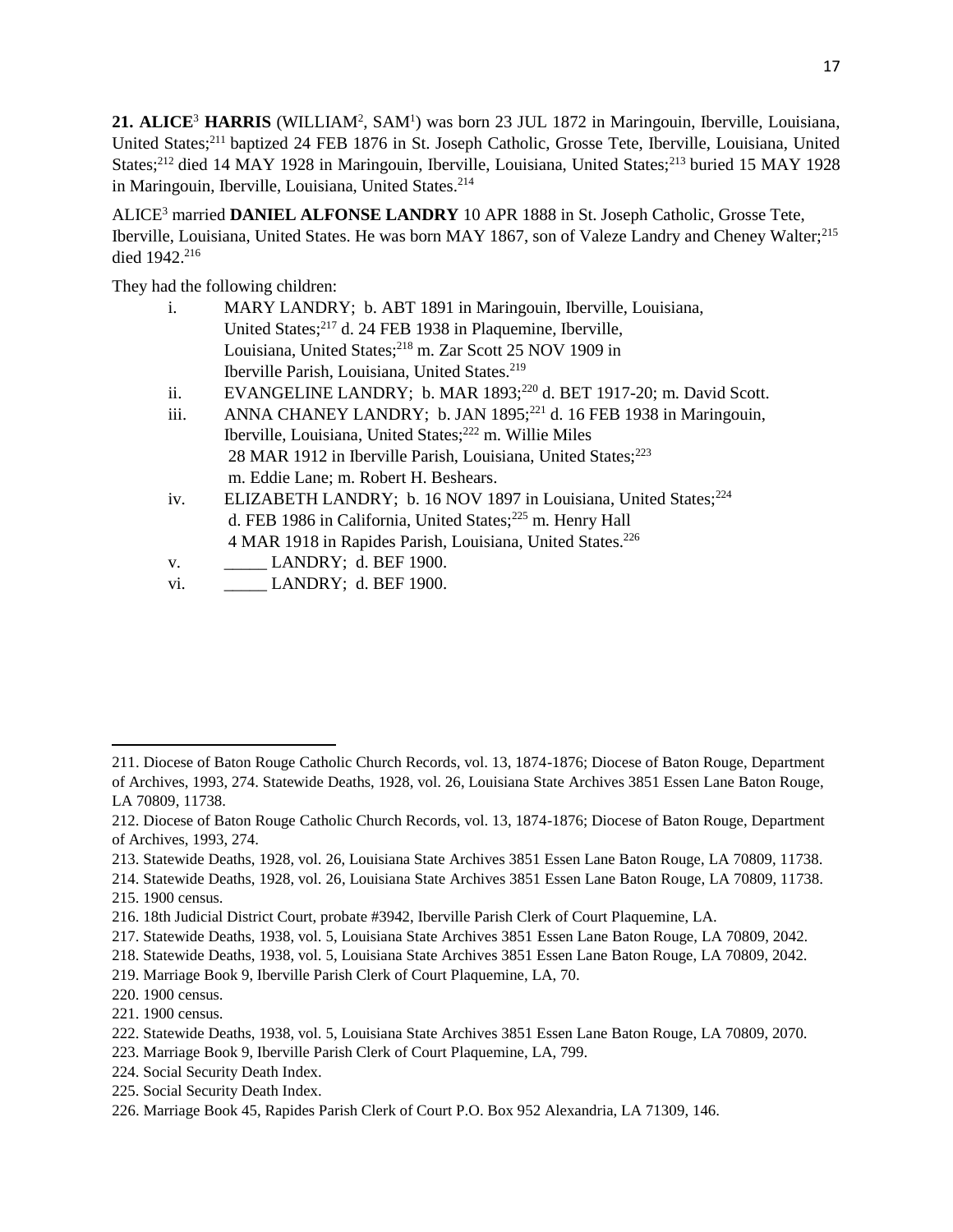**21. ALICE**[3] **HARRIS** (WILLIAM[2], SAM[1]) was born 23 JUL 1872 in Maringouin, Iberville, Louisiana, United States;[211] baptized 24 FEB 1876 in St. Joseph Catholic, Grosse Tete, Iberville, Louisiana, United States;[212] died 14 MAY 1928 in Maringouin, Iberville, Louisiana, United States;[213] buried 15 MAY 1928 in Maringouin, Iberville, Louisiana, United States.[214]

ALICE[3] married **DANIEL ALFONSE LANDRY** 10 APR 1888 in St. Joseph Catholic, Grosse Tete, Iberville, Louisiana, United States. He was born MAY 1867, son of Valeze Landry and Cheney Walter;[215] died 1942.[216]

They had the following children:

- i. MARY LANDRY; b. ABT 1891 in Maringouin, Iberville, Louisiana, United States;[217] d. 24 FEB 1938 in Plaquemine, Iberville, Louisiana, United States;[218] m. Zar Scott 25 NOV 1909 in Iberville Parish, Louisiana, United States.[219]
- ii. EVANGELINE LANDRY; b. MAR 1893;[220] d. BET 1917-20; m. David Scott.
- iii. ANNA CHANEY LANDRY; b. JAN 1895;[221] d. 16 FEB 1938 in Maringouin, Iberville, Louisiana, United States;[222] m. Willie Miles 28 MAR 1912 in Iberville Parish, Louisiana, United States;[223] m. Eddie Lane; m. Robert H. Beshears.
- iv. ELIZABETH LANDRY; b. 16 NOV 1897 in Louisiana, United States;[224] d. FEB 1986 in California, United States;[225] m. Henry Hall 4 MAR 1918 in Rapides Parish, Louisiana, United States.[226]
- v. _____ LANDRY; d. BEF 1900.
- vi. _____ LANDRY; d. BEF 1900.

---

211. Diocese of Baton Rouge Catholic Church Records, vol. 13, 1874-1876; Diocese of Baton Rouge, Department of Archives, 1993, 274. Statewide Deaths, 1928, vol. 26, Louisiana State Archives 3851 Essen Lane Baton Rouge, LA 70809, 11738.

212. Diocese of Baton Rouge Catholic Church Records, vol. 13, 1874-1876; Diocese of Baton Rouge, Department of Archives, 1993, 274.

213. Statewide Deaths, 1928, vol. 26, Louisiana State Archives 3851 Essen Lane Baton Rouge, LA 70809, 11738.

214. Statewide Deaths, 1928, vol. 26, Louisiana State Archives 3851 Essen Lane Baton Rouge, LA 70809, 11738.

215. 1900 census.

216. 18th Judicial District Court, probate #3942, Iberville Parish Clerk of Court Plaquemine, LA.

217. Statewide Deaths, 1938, vol. 5, Louisiana State Archives 3851 Essen Lane Baton Rouge, LA 70809, 2042.

218. Statewide Deaths, 1938, vol. 5, Louisiana State Archives 3851 Essen Lane Baton Rouge, LA 70809, 2042.

219. Marriage Book 9, Iberville Parish Clerk of Court Plaquemine, LA, 70.

220. 1900 census.

221. 1900 census.

222. Statewide Deaths, 1938, vol. 5, Louisiana State Archives 3851 Essen Lane Baton Rouge, LA 70809, 2070.

223. Marriage Book 9, Iberville Parish Clerk of Court Plaquemine, LA, 799.

224. Social Security Death Index.

225. Social Security Death Index.

226. Marriage Book 45, Rapides Parish Clerk of Court P.O. Box 952 Alexandria, LA 71309, 146.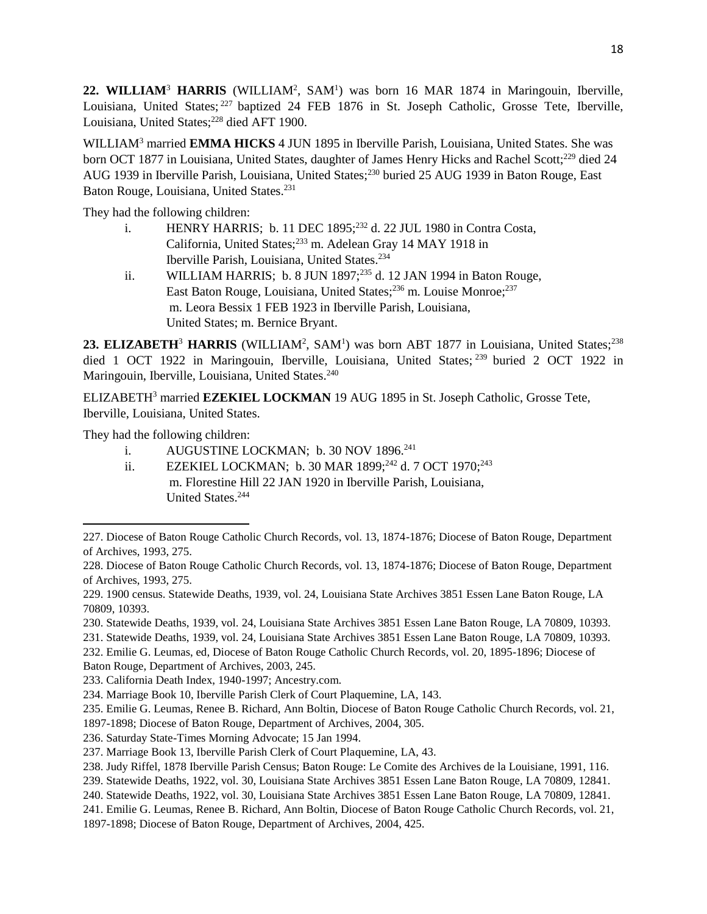**22. WILLIAM**[3] **HARRIS** (WILLIAM[2], SAM[1]) was born 16 MAR 1874 in Maringouin, Iberville, Louisiana, United States;[227] baptized 24 FEB 1876 in St. Joseph Catholic, Grosse Tete, Iberville, Louisiana, United States;[228] died AFT 1900.

WILLIAM[3] married **EMMA HICKS** 4 JUN 1895 in Iberville Parish, Louisiana, United States. She was born OCT 1877 in Louisiana, United States, daughter of James Henry Hicks and Rachel Scott;[229] died 24 AUG 1939 in Iberville Parish, Louisiana, United States;[230] buried 25 AUG 1939 in Baton Rouge, East Baton Rouge, Louisiana, United States.[231]

They had the following children:

i. HENRY HARRIS; b. 11 DEC 1895;[232] d. 22 JUL 1980 in Contra Costa, California, United States;[233] m. Adelean Gray 14 MAY 1918 in Iberville Parish, Louisiana, United States.[234]

ii. WILLIAM HARRIS; b. 8 JUN 1897;[235] d. 12 JAN 1994 in Baton Rouge, East Baton Rouge, Louisiana, United States;[236] m. Louise Monroe;[237] m. Leora Bessix 1 FEB 1923 in Iberville Parish, Louisiana, United States; m. Bernice Bryant.

**23. ELIZABETH**[3] **HARRIS** (WILLIAM[2], SAM[1]) was born ABT 1877 in Louisiana, United States;[238] died 1 OCT 1922 in Maringouin, Iberville, Louisiana, United States;[239] buried 2 OCT 1922 in Maringouin, Iberville, Louisiana, United States.[240]

ELIZABETH[3] married **EZEKIEL LOCKMAN** 19 AUG 1895 in St. Joseph Catholic, Grosse Tete, Iberville, Louisiana, United States.

They had the following children:

i. AUGUSTINE LOCKMAN; b. 30 NOV 1896.[241]

ii. EZEKIEL LOCKMAN; b. 30 MAR 1899;[242] d. 7 OCT 1970;[243] m. Florestine Hill 22 JAN 1920 in Iberville Parish, Louisiana, United States.[244]

---

227. Diocese of Baton Rouge Catholic Church Records, vol. 13, 1874-1876; Diocese of Baton Rouge, Department of Archives, 1993, 275.

228. Diocese of Baton Rouge Catholic Church Records, vol. 13, 1874-1876; Diocese of Baton Rouge, Department of Archives, 1993, 275.

229. 1900 census. Statewide Deaths, 1939, vol. 24, Louisiana State Archives 3851 Essen Lane Baton Rouge, LA 70809, 10393.

230. Statewide Deaths, 1939, vol. 24, Louisiana State Archives 3851 Essen Lane Baton Rouge, LA 70809, 10393.

231. Statewide Deaths, 1939, vol. 24, Louisiana State Archives 3851 Essen Lane Baton Rouge, LA 70809, 10393.

232. Emilie G. Leumas, ed, Diocese of Baton Rouge Catholic Church Records, vol. 20, 1895-1896; Diocese of Baton Rouge, Department of Archives, 2003, 245.

233. California Death Index, 1940-1997; Ancestry.com.

234. Marriage Book 10, Iberville Parish Clerk of Court Plaquemine, LA, 143.

235. Emilie G. Leumas, Renee B. Richard, Ann Boltin, Diocese of Baton Rouge Catholic Church Records, vol. 21, 1897-1898; Diocese of Baton Rouge, Department of Archives, 2004, 305.

236. Saturday State-Times Morning Advocate; 15 Jan 1994.

237. Marriage Book 13, Iberville Parish Clerk of Court Plaquemine, LA, 43.

238. Judy Riffel, 1878 Iberville Parish Census; Baton Rouge: Le Comite des Archives de la Louisiane, 1991, 116.

239. Statewide Deaths, 1922, vol. 30, Louisiana State Archives 3851 Essen Lane Baton Rouge, LA 70809, 12841.

240. Statewide Deaths, 1922, vol. 30, Louisiana State Archives 3851 Essen Lane Baton Rouge, LA 70809, 12841.

241. Emilie G. Leumas, Renee B. Richard, Ann Boltin, Diocese of Baton Rouge Catholic Church Records, vol. 21, 1897-1898; Diocese of Baton Rouge, Department of Archives, 2004, 425.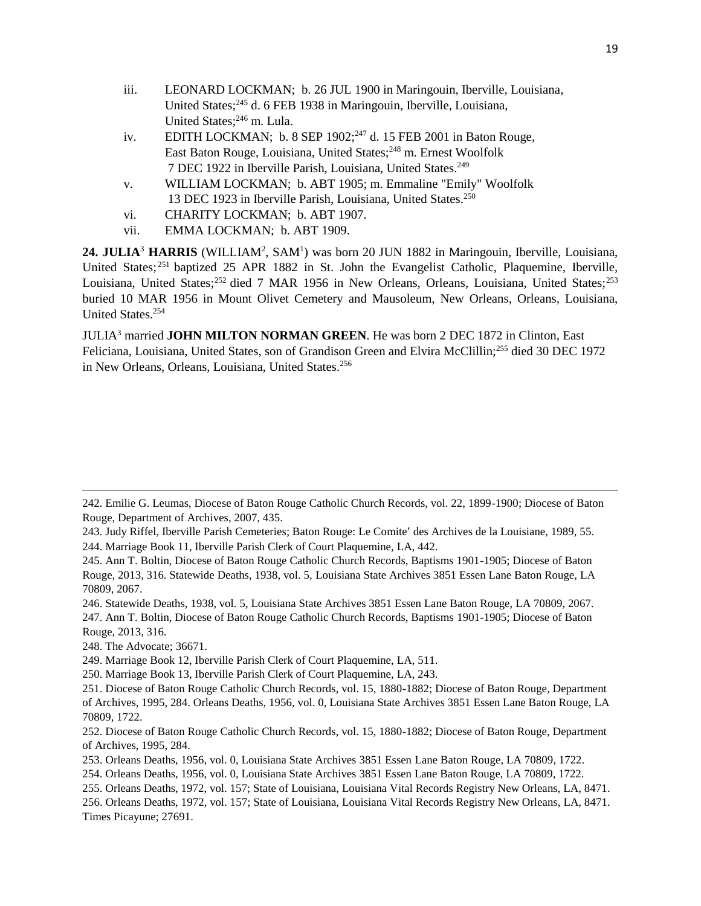iii. LEONARD LOCKMAN; b. 26 JUL 1900 in Maringouin, Iberville, Louisiana, United States;[245] d. 6 FEB 1938 in Maringouin, Iberville, Louisiana, United States;[246] m. Lula.

iv. EDITH LOCKMAN; b. 8 SEP 1902;[247] d. 15 FEB 2001 in Baton Rouge, East Baton Rouge, Louisiana, United States;[248] m. Ernest Woolfolk 7 DEC 1922 in Iberville Parish, Louisiana, United States.[249]

v. WILLIAM LOCKMAN; b. ABT 1905; m. Emmaline "Emily" Woolfolk 13 DEC 1923 in Iberville Parish, Louisiana, United States.[250]

vi. CHARITY LOCKMAN; b. ABT 1907.

vii. EMMA LOCKMAN; b. ABT 1909.

**24. JULIA**[3] **HARRIS** (WILLIAM[2], SAM[1]) was born 20 JUN 1882 in Maringouin, Iberville, Louisiana, United States;[251] baptized 25 APR 1882 in St. John the Evangelist Catholic, Plaquemine, Iberville, Louisiana, United States;[252] died 7 MAR 1956 in New Orleans, Orleans, Louisiana, United States;[253] buried 10 MAR 1956 in Mount Olivet Cemetery and Mausoleum, New Orleans, Orleans, Louisiana, United States.[254]

JULIA[3] married **JOHN MILTON NORMAN GREEN**. He was born 2 DEC 1872 in Clinton, East Feliciana, Louisiana, United States, son of Grandison Green and Elvira McClillin;[255] died 30 DEC 1972 in New Orleans, Orleans, Louisiana, United States.[256]

---

242. Emilie G. Leumas, Diocese of Baton Rouge Catholic Church Records, vol. 22, 1899-1900; Diocese of Baton Rouge, Department of Archives, 2007, 435.

243. Judy Riffel, Iberville Parish Cemeteries; Baton Rouge: Le Comite′ des Archives de la Louisiane, 1989, 55.

244. Marriage Book 11, Iberville Parish Clerk of Court Plaquemine, LA, 442.

245. Ann T. Boltin, Diocese of Baton Rouge Catholic Church Records, Baptisms 1901-1905; Diocese of Baton Rouge, 2013, 316. Statewide Deaths, 1938, vol. 5, Louisiana State Archives 3851 Essen Lane Baton Rouge, LA 70809, 2067.

246. Statewide Deaths, 1938, vol. 5, Louisiana State Archives 3851 Essen Lane Baton Rouge, LA 70809, 2067.

247. Ann T. Boltin, Diocese of Baton Rouge Catholic Church Records, Baptisms 1901-1905; Diocese of Baton Rouge, 2013, 316.

248. The Advocate; 36671.

249. Marriage Book 12, Iberville Parish Clerk of Court Plaquemine, LA, 511.

250. Marriage Book 13, Iberville Parish Clerk of Court Plaquemine, LA, 243.

251. Diocese of Baton Rouge Catholic Church Records, vol. 15, 1880-1882; Diocese of Baton Rouge, Department of Archives, 1995, 284. Orleans Deaths, 1956, vol. 0, Louisiana State Archives 3851 Essen Lane Baton Rouge, LA 70809, 1722.

252. Diocese of Baton Rouge Catholic Church Records, vol. 15, 1880-1882; Diocese of Baton Rouge, Department of Archives, 1995, 284.

253. Orleans Deaths, 1956, vol. 0, Louisiana State Archives 3851 Essen Lane Baton Rouge, LA 70809, 1722.

254. Orleans Deaths, 1956, vol. 0, Louisiana State Archives 3851 Essen Lane Baton Rouge, LA 70809, 1722.

255. Orleans Deaths, 1972, vol. 157; State of Louisiana, Louisiana Vital Records Registry New Orleans, LA, 8471.

256. Orleans Deaths, 1972, vol. 157; State of Louisiana, Louisiana Vital Records Registry New Orleans, LA, 8471. Times Picayune; 27691.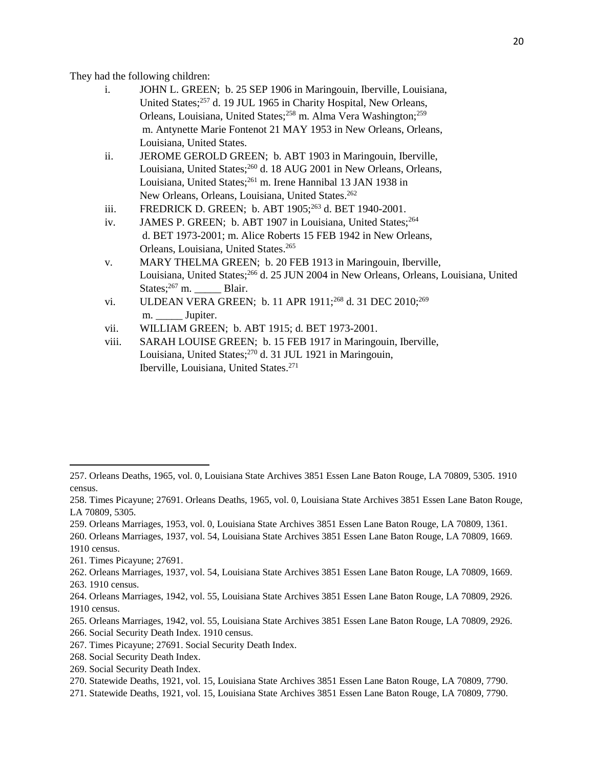They had the following children:

i. JOHN L. GREEN; b. 25 SEP 1906 in Maringouin, Iberville, Louisiana, United States;[257] d. 19 JUL 1965 in Charity Hospital, New Orleans, Orleans, Louisiana, United States;[258] m. Alma Vera Washington;[259] m. Antynette Marie Fontenot 21 MAY 1953 in New Orleans, Orleans, Louisiana, United States.

ii. JEROME GEROLD GREEN; b. ABT 1903 in Maringouin, Iberville, Louisiana, United States;[260] d. 18 AUG 2001 in New Orleans, Orleans, Louisiana, United States;[261] m. Irene Hannibal 13 JAN 1938 in New Orleans, Orleans, Louisiana, United States.[262]

iii. FREDRICK D. GREEN; b. ABT 1905;[263] d. BET 1940-2001.

iv. JAMES P. GREEN; b. ABT 1907 in Louisiana, United States;[264] d. BET 1973-2001; m. Alice Roberts 15 FEB 1942 in New Orleans, Orleans, Louisiana, United States.[265]

v. MARY THELMA GREEN; b. 20 FEB 1913 in Maringouin, Iberville, Louisiana, United States;[266] d. 25 JUN 2004 in New Orleans, Orleans, Louisiana, United States;[267] m. _____ Blair.

vi. ULDEAN VERA GREEN; b. 11 APR 1911;[268] d. 31 DEC 2010;[269] m. _____ Jupiter.

vii. WILLIAM GREEN; b. ABT 1915; d. BET 1973-2001.

viii. SARAH LOUISE GREEN; b. 15 FEB 1917 in Maringouin, Iberville, Louisiana, United States;[270] d. 31 JUL 1921 in Maringouin, Iberville, Louisiana, United States.[271]

---

257. Orleans Deaths, 1965, vol. 0, Louisiana State Archives 3851 Essen Lane Baton Rouge, LA 70809, 5305. 1910 census.
258. Times Picayune; 27691. Orleans Deaths, 1965, vol. 0, Louisiana State Archives 3851 Essen Lane Baton Rouge, LA 70809, 5305.
259. Orleans Marriages, 1953, vol. 0, Louisiana State Archives 3851 Essen Lane Baton Rouge, LA 70809, 1361.
260. Orleans Marriages, 1937, vol. 54, Louisiana State Archives 3851 Essen Lane Baton Rouge, LA 70809, 1669. 1910 census.
261. Times Picayune; 27691.
262. Orleans Marriages, 1937, vol. 54, Louisiana State Archives 3851 Essen Lane Baton Rouge, LA 70809, 1669.
263. 1910 census.
264. Orleans Marriages, 1942, vol. 55, Louisiana State Archives 3851 Essen Lane Baton Rouge, LA 70809, 2926. 1910 census.
265. Orleans Marriages, 1942, vol. 55, Louisiana State Archives 3851 Essen Lane Baton Rouge, LA 70809, 2926.
266. Social Security Death Index. 1910 census.
267. Times Picayune; 27691. Social Security Death Index.
268. Social Security Death Index.
269. Social Security Death Index.
270. Statewide Deaths, 1921, vol. 15, Louisiana State Archives 3851 Essen Lane Baton Rouge, LA 70809, 7790.
271. Statewide Deaths, 1921, vol. 15, Louisiana State Archives 3851 Essen Lane Baton Rouge, LA 70809, 7790.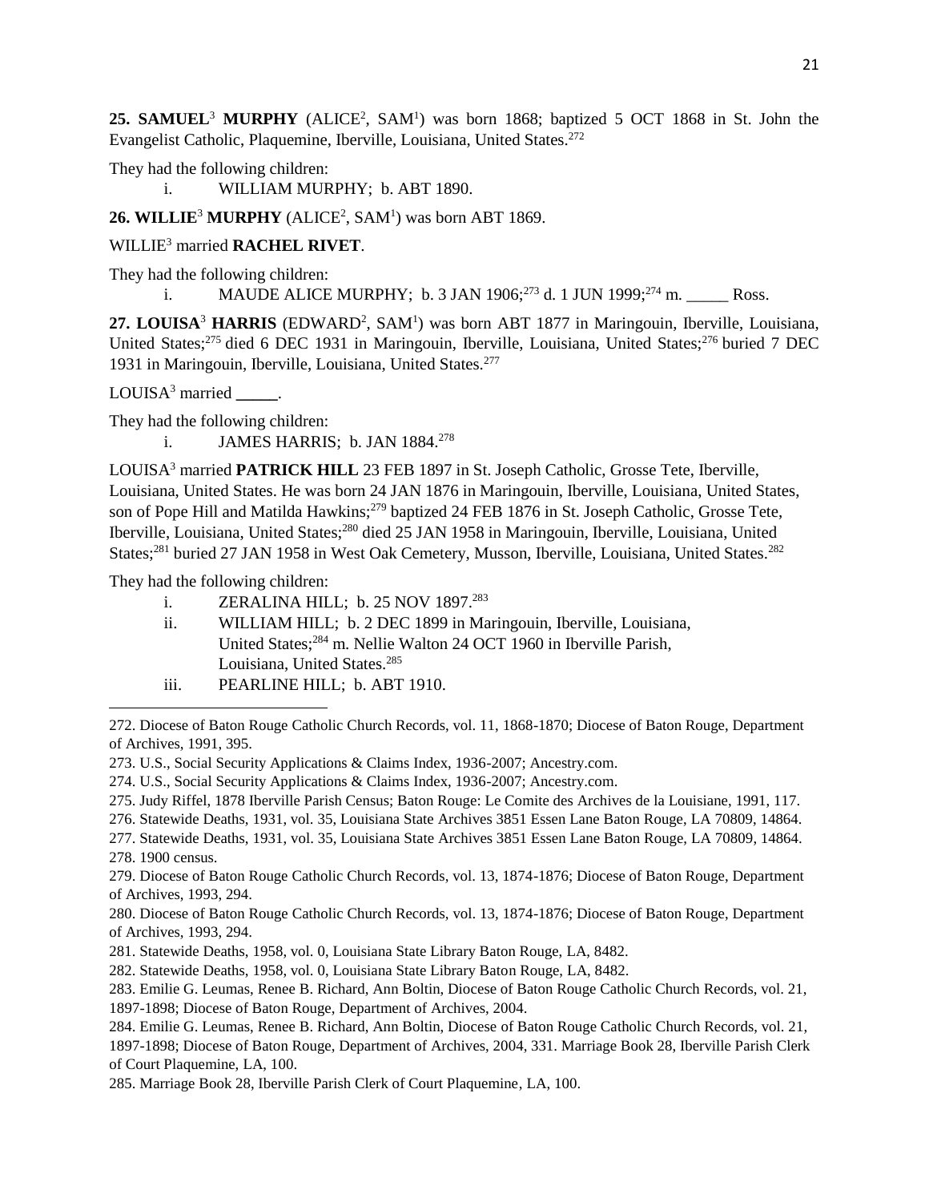**25. SAMUEL**[3] **MURPHY** (ALICE[2], SAM[1]) was born 1868; baptized 5 OCT 1868 in St. John the Evangelist Catholic, Plaquemine, Iberville, Louisiana, United States.[272]

They had the following children:

i. WILLIAM MURPHY; b. ABT 1890.

**26. WILLIE**[3] **MURPHY** (ALICE[2], SAM[1]) was born ABT 1869.

WILLIE[3] married **RACHEL RIVET**.

They had the following children:

i. MAUDE ALICE MURPHY; b. 3 JAN 1906;[273] d. 1 JUN 1999;[274] m. _____ Ross.

**27. LOUISA**[3] **HARRIS** (EDWARD[2], SAM[1]) was born ABT 1877 in Maringouin, Iberville, Louisiana, United States;[275] died 6 DEC 1931 in Maringouin, Iberville, Louisiana, United States;[276] buried 7 DEC 1931 in Maringouin, Iberville, Louisiana, United States.[277]

LOUISA[3] married **_____**.

They had the following children:

i. JAMES HARRIS; b. JAN 1884.[278]

LOUISA[3] married **PATRICK HILL** 23 FEB 1897 in St. Joseph Catholic, Grosse Tete, Iberville, Louisiana, United States. He was born 24 JAN 1876 in Maringouin, Iberville, Louisiana, United States, son of Pope Hill and Matilda Hawkins;[279] baptized 24 FEB 1876 in St. Joseph Catholic, Grosse Tete, Iberville, Louisiana, United States;[280] died 25 JAN 1958 in Maringouin, Iberville, Louisiana, United States;[281] buried 27 JAN 1958 in West Oak Cemetery, Musson, Iberville, Louisiana, United States.[282]

They had the following children:

i. ZERALINA HILL; b. 25 NOV 1897.[283]

ii. WILLIAM HILL; b. 2 DEC 1899 in Maringouin, Iberville, Louisiana, United States;[284] m. Nellie Walton 24 OCT 1960 in Iberville Parish, Louisiana, United States.[285]

iii. PEARLINE HILL; b. ABT 1910.

---

272. Diocese of Baton Rouge Catholic Church Records, vol. 11, 1868-1870; Diocese of Baton Rouge, Department of Archives, 1991, 395.

273. U.S., Social Security Applications & Claims Index, 1936-2007; Ancestry.com.

274. U.S., Social Security Applications & Claims Index, 1936-2007; Ancestry.com.

275. Judy Riffel, 1878 Iberville Parish Census; Baton Rouge: Le Comite des Archives de la Louisiane, 1991, 117.

276. Statewide Deaths, 1931, vol. 35, Louisiana State Archives 3851 Essen Lane Baton Rouge, LA 70809, 14864.

277. Statewide Deaths, 1931, vol. 35, Louisiana State Archives 3851 Essen Lane Baton Rouge, LA 70809, 14864.

278. 1900 census.

279. Diocese of Baton Rouge Catholic Church Records, vol. 13, 1874-1876; Diocese of Baton Rouge, Department of Archives, 1993, 294.

280. Diocese of Baton Rouge Catholic Church Records, vol. 13, 1874-1876; Diocese of Baton Rouge, Department of Archives, 1993, 294.

281. Statewide Deaths, 1958, vol. 0, Louisiana State Library Baton Rouge, LA, 8482.

282. Statewide Deaths, 1958, vol. 0, Louisiana State Library Baton Rouge, LA, 8482.

283. Emilie G. Leumas, Renee B. Richard, Ann Boltin, Diocese of Baton Rouge Catholic Church Records, vol. 21, 1897-1898; Diocese of Baton Rouge, Department of Archives, 2004.

284. Emilie G. Leumas, Renee B. Richard, Ann Boltin, Diocese of Baton Rouge Catholic Church Records, vol. 21, 1897-1898; Diocese of Baton Rouge, Department of Archives, 2004, 331. Marriage Book 28, Iberville Parish Clerk of Court Plaquemine, LA, 100.

285. Marriage Book 28, Iberville Parish Clerk of Court Plaquemine, LA, 100.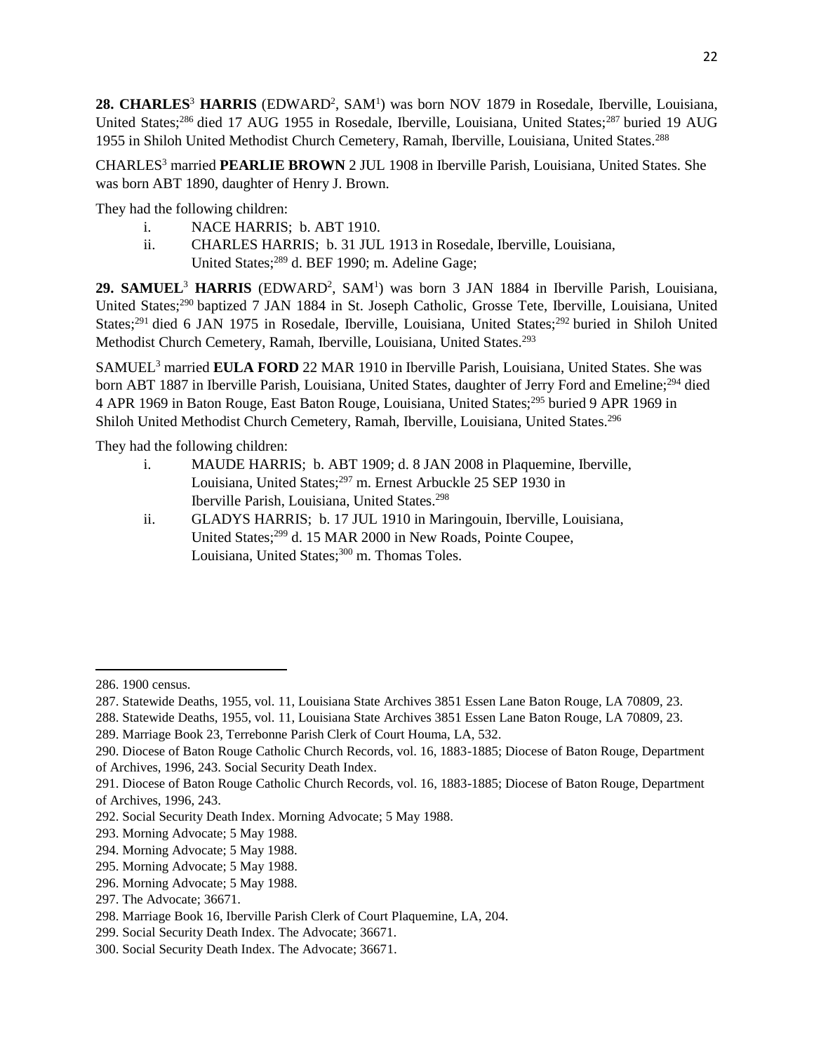**28. CHARLES**[3] **HARRIS** (EDWARD[2], SAM[1]) was born NOV 1879 in Rosedale, Iberville, Louisiana, United States;[286] died 17 AUG 1955 in Rosedale, Iberville, Louisiana, United States;[287] buried 19 AUG 1955 in Shiloh United Methodist Church Cemetery, Ramah, Iberville, Louisiana, United States.[288]

CHARLES[3] married **PEARLIE BROWN** 2 JUL 1908 in Iberville Parish, Louisiana, United States. She was born ABT 1890, daughter of Henry J. Brown.

They had the following children:

i. NACE HARRIS; b. ABT 1910.

ii. CHARLES HARRIS; b. 31 JUL 1913 in Rosedale, Iberville, Louisiana, United States;[289] d. BEF 1990; m. Adeline Gage;

**29. SAMUEL**[3] **HARRIS** (EDWARD[2], SAM[1]) was born 3 JAN 1884 in Iberville Parish, Louisiana, United States;[290] baptized 7 JAN 1884 in St. Joseph Catholic, Grosse Tete, Iberville, Louisiana, United States;[291] died 6 JAN 1975 in Rosedale, Iberville, Louisiana, United States;[292] buried in Shiloh United Methodist Church Cemetery, Ramah, Iberville, Louisiana, United States.[293]

SAMUEL[3] married **EULA FORD** 22 MAR 1910 in Iberville Parish, Louisiana, United States. She was born ABT 1887 in Iberville Parish, Louisiana, United States, daughter of Jerry Ford and Emeline;[294] died 4 APR 1969 in Baton Rouge, East Baton Rouge, Louisiana, United States;[295] buried 9 APR 1969 in Shiloh United Methodist Church Cemetery, Ramah, Iberville, Louisiana, United States.[296]

They had the following children:

i. MAUDE HARRIS; b. ABT 1909; d. 8 JAN 2008 in Plaquemine, Iberville, Louisiana, United States;[297] m. Ernest Arbuckle 25 SEP 1930 in Iberville Parish, Louisiana, United States.[298]

ii. GLADYS HARRIS; b. 17 JUL 1910 in Maringouin, Iberville, Louisiana, United States;[299] d. 15 MAR 2000 in New Roads, Pointe Coupee, Louisiana, United States;[300] m. Thomas Toles.

---

286. 1900 census.
287. Statewide Deaths, 1955, vol. 11, Louisiana State Archives 3851 Essen Lane Baton Rouge, LA 70809, 23.
288. Statewide Deaths, 1955, vol. 11, Louisiana State Archives 3851 Essen Lane Baton Rouge, LA 70809, 23.
289. Marriage Book 23, Terrebonne Parish Clerk of Court Houma, LA, 532.
290. Diocese of Baton Rouge Catholic Church Records, vol. 16, 1883-1885; Diocese of Baton Rouge, Department of Archives, 1996, 243. Social Security Death Index.
291. Diocese of Baton Rouge Catholic Church Records, vol. 16, 1883-1885; Diocese of Baton Rouge, Department of Archives, 1996, 243.
292. Social Security Death Index. Morning Advocate; 5 May 1988.
293. Morning Advocate; 5 May 1988.
294. Morning Advocate; 5 May 1988.
295. Morning Advocate; 5 May 1988.
296. Morning Advocate; 5 May 1988.
297. The Advocate; 36671.
298. Marriage Book 16, Iberville Parish Clerk of Court Plaquemine, LA, 204.
299. Social Security Death Index. The Advocate; 36671.
300. Social Security Death Index. The Advocate; 36671.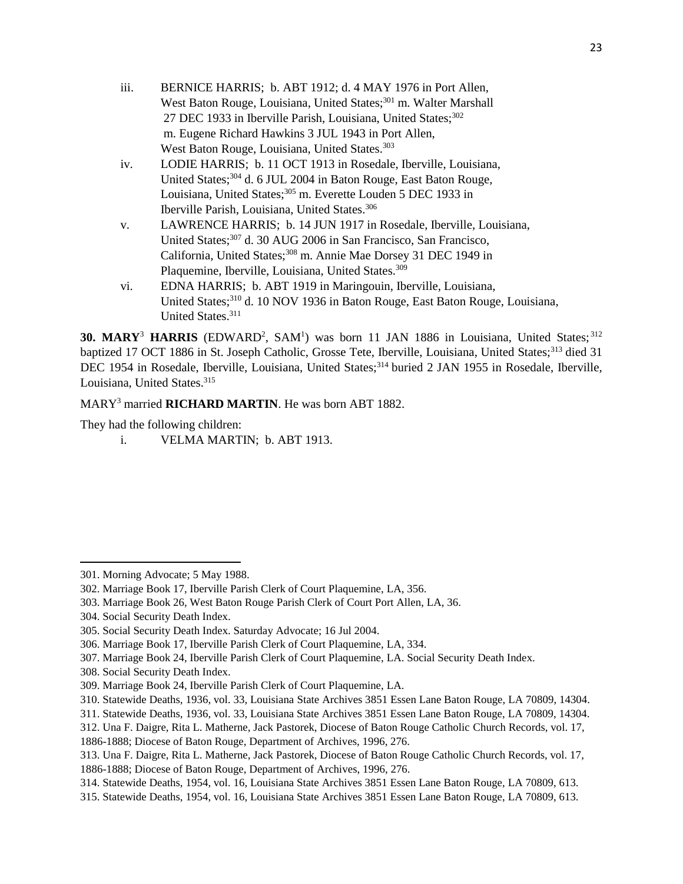iii. BERNICE HARRIS; b. ABT 1912; d. 4 MAY 1976 in Port Allen, West Baton Rouge, Louisiana, United States;[301] m. Walter Marshall 27 DEC 1933 in Iberville Parish, Louisiana, United States;[302] m. Eugene Richard Hawkins 3 JUL 1943 in Port Allen, West Baton Rouge, Louisiana, United States.[303]

iv. LODIE HARRIS; b. 11 OCT 1913 in Rosedale, Iberville, Louisiana, United States;[304] d. 6 JUL 2004 in Baton Rouge, East Baton Rouge, Louisiana, United States;[305] m. Everette Louden 5 DEC 1933 in Iberville Parish, Louisiana, United States.[306]

v. LAWRENCE HARRIS; b. 14 JUN 1917 in Rosedale, Iberville, Louisiana, United States;[307] d. 30 AUG 2006 in San Francisco, San Francisco, California, United States;[308] m. Annie Mae Dorsey 31 DEC 1949 in Plaquemine, Iberville, Louisiana, United States.[309]

vi. EDNA HARRIS; b. ABT 1919 in Maringouin, Iberville, Louisiana, United States;[310] d. 10 NOV 1936 in Baton Rouge, East Baton Rouge, Louisiana, United States.[311]

**30. MARY**[3] **HARRIS** (EDWARD[2], SAM[1]) was born 11 JAN 1886 in Louisiana, United States;[312] baptized 17 OCT 1886 in St. Joseph Catholic, Grosse Tete, Iberville, Louisiana, United States;[313] died 31 DEC 1954 in Rosedale, Iberville, Louisiana, United States;[314] buried 2 JAN 1955 in Rosedale, Iberville, Louisiana, United States.[315]

MARY[3] married **RICHARD MARTIN**. He was born ABT 1882.

They had the following children:

i. VELMA MARTIN; b. ABT 1913.

---

301. Morning Advocate; 5 May 1988.
302. Marriage Book 17, Iberville Parish Clerk of Court Plaquemine, LA, 356.
303. Marriage Book 26, West Baton Rouge Parish Clerk of Court Port Allen, LA, 36.
304. Social Security Death Index.
305. Social Security Death Index. Saturday Advocate; 16 Jul 2004.
306. Marriage Book 17, Iberville Parish Clerk of Court Plaquemine, LA, 334.
307. Marriage Book 24, Iberville Parish Clerk of Court Plaquemine, LA. Social Security Death Index.
308. Social Security Death Index.
309. Marriage Book 24, Iberville Parish Clerk of Court Plaquemine, LA.
310. Statewide Deaths, 1936, vol. 33, Louisiana State Archives 3851 Essen Lane Baton Rouge, LA 70809, 14304.
311. Statewide Deaths, 1936, vol. 33, Louisiana State Archives 3851 Essen Lane Baton Rouge, LA 70809, 14304.
312. Una F. Daigre, Rita L. Matherne, Jack Pastorek, Diocese of Baton Rouge Catholic Church Records, vol. 17, 1886-1888; Diocese of Baton Rouge, Department of Archives, 1996, 276.
313. Una F. Daigre, Rita L. Matherne, Jack Pastorek, Diocese of Baton Rouge Catholic Church Records, vol. 17, 1886-1888; Diocese of Baton Rouge, Department of Archives, 1996, 276.
314. Statewide Deaths, 1954, vol. 16, Louisiana State Archives 3851 Essen Lane Baton Rouge, LA 70809, 613.
315. Statewide Deaths, 1954, vol. 16, Louisiana State Archives 3851 Essen Lane Baton Rouge, LA 70809, 613.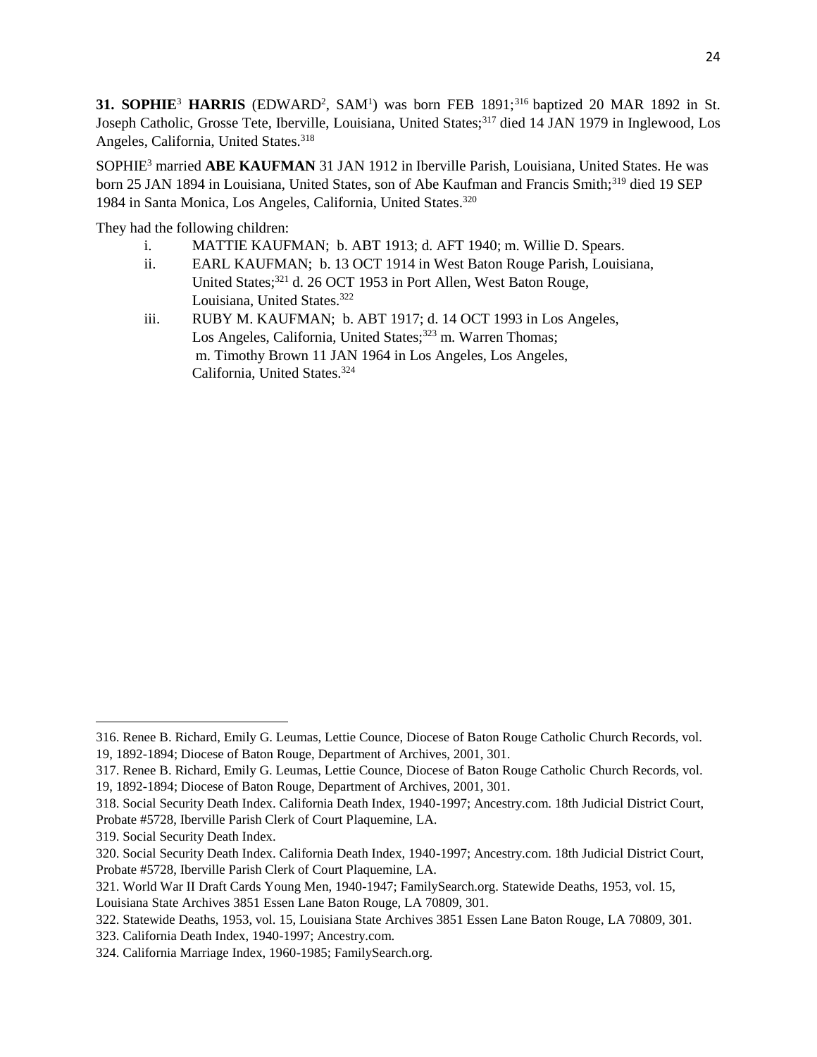**31. SOPHIE**[3] **HARRIS** (EDWARD[2], SAM[1]) was born FEB 1891;[316] baptized 20 MAR 1892 in St. Joseph Catholic, Grosse Tete, Iberville, Louisiana, United States;[317] died 14 JAN 1979 in Inglewood, Los Angeles, California, United States.[318]

SOPHIE[3] married **ABE KAUFMAN** 31 JAN 1912 in Iberville Parish, Louisiana, United States. He was born 25 JAN 1894 in Louisiana, United States, son of Abe Kaufman and Francis Smith;[319] died 19 SEP 1984 in Santa Monica, Los Angeles, California, United States.[320]

They had the following children:

- i. MATTIE KAUFMAN; b. ABT 1913; d. AFT 1940; m. Willie D. Spears.
- ii. EARL KAUFMAN; b. 13 OCT 1914 in West Baton Rouge Parish, Louisiana, United States;[321] d. 26 OCT 1953 in Port Allen, West Baton Rouge, Louisiana, United States.[322]
- iii. RUBY M. KAUFMAN; b. ABT 1917; d. 14 OCT 1993 in Los Angeles, Los Angeles, California, United States;[323] m. Warren Thomas; m. Timothy Brown 11 JAN 1964 in Los Angeles, Los Angeles, California, United States.[324]

---

316. Renee B. Richard, Emily G. Leumas, Lettie Counce, Diocese of Baton Rouge Catholic Church Records, vol. 19, 1892-1894; Diocese of Baton Rouge, Department of Archives, 2001, 301.

317. Renee B. Richard, Emily G. Leumas, Lettie Counce, Diocese of Baton Rouge Catholic Church Records, vol. 19, 1892-1894; Diocese of Baton Rouge, Department of Archives, 2001, 301.

318. Social Security Death Index. California Death Index, 1940-1997; Ancestry.com. 18th Judicial District Court, Probate #5728, Iberville Parish Clerk of Court Plaquemine, LA.

319. Social Security Death Index.

320. Social Security Death Index. California Death Index, 1940-1997; Ancestry.com. 18th Judicial District Court, Probate #5728, Iberville Parish Clerk of Court Plaquemine, LA.

321. World War II Draft Cards Young Men, 1940-1947; FamilySearch.org. Statewide Deaths, 1953, vol. 15, Louisiana State Archives 3851 Essen Lane Baton Rouge, LA 70809, 301.

322. Statewide Deaths, 1953, vol. 15, Louisiana State Archives 3851 Essen Lane Baton Rouge, LA 70809, 301.

323. California Death Index, 1940-1997; Ancestry.com.

324. California Marriage Index, 1960-1985; FamilySearch.org.